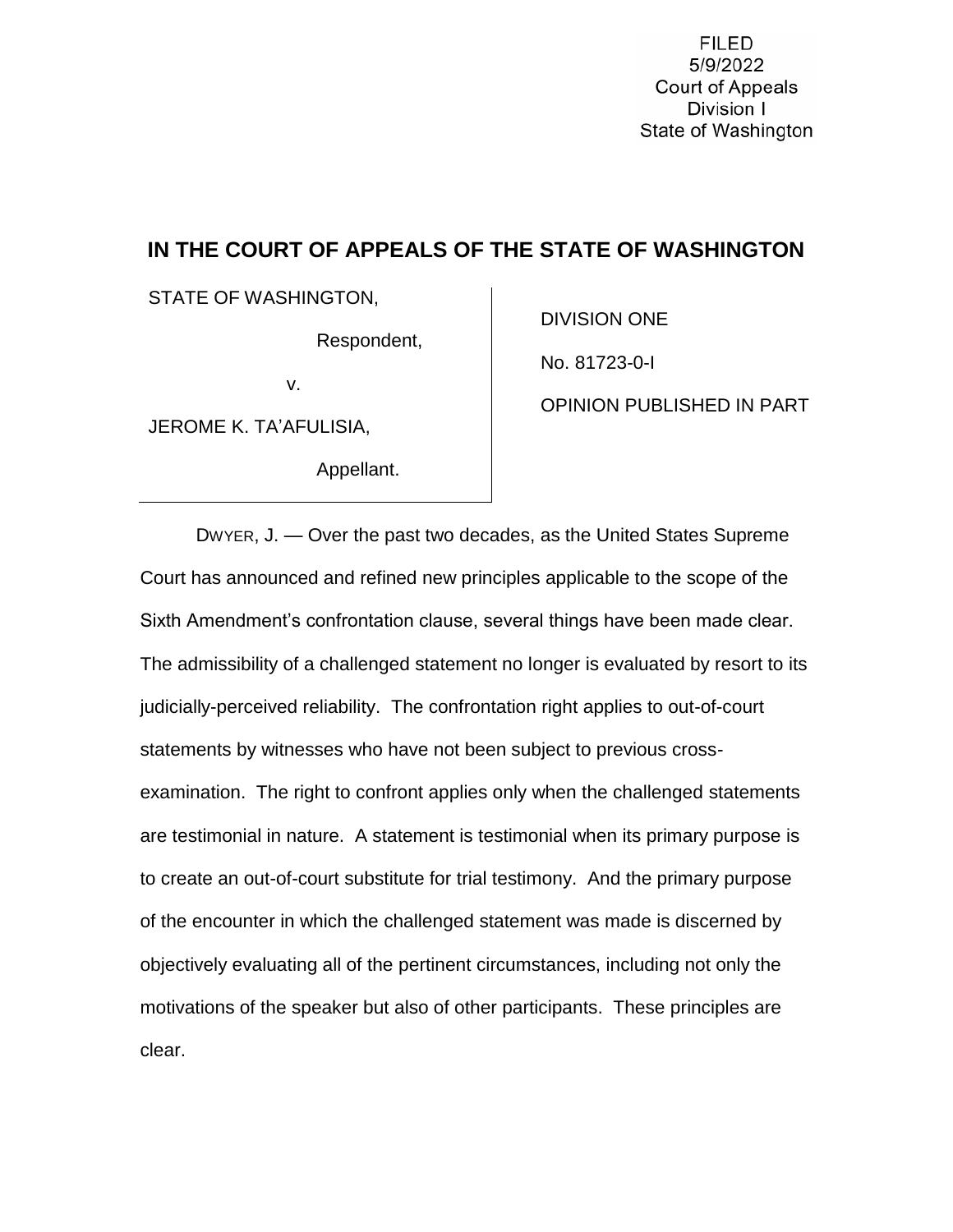FILED
5/9/2022
Court of Appeals
Division I
State of Washington

# IN THE COURT OF APPEALS OF THE STATE OF WASHINGTON

| | |
|---|---|
| STATE OF WASHINGTON,<br><br>Respondent,<br><br>v.<br><br>JEROME K. TA'AFULISIA,<br><br>Appellant. | DIVISION ONE<br><br>No. 81723-0-I<br><br>OPINION PUBLISHED IN PART |

DWYER, J. — Over the past two decades, as the United States Supreme Court has announced and refined new principles applicable to the scope of the Sixth Amendment's confrontation clause, several things have been made clear. The admissibility of a challenged statement no longer is evaluated by resort to its judicially-perceived reliability. The confrontation right applies to out-of-court statements by witnesses who have not been subject to previous cross-examination. The right to confront applies only when the challenged statements are testimonial in nature. A statement is testimonial when its primary purpose is to create an out-of-court substitute for trial testimony. And the primary purpose of the encounter in which the challenged statement was made is discerned by objectively evaluating all of the pertinent circumstances, including not only the motivations of the speaker but also of other participants. These principles are clear.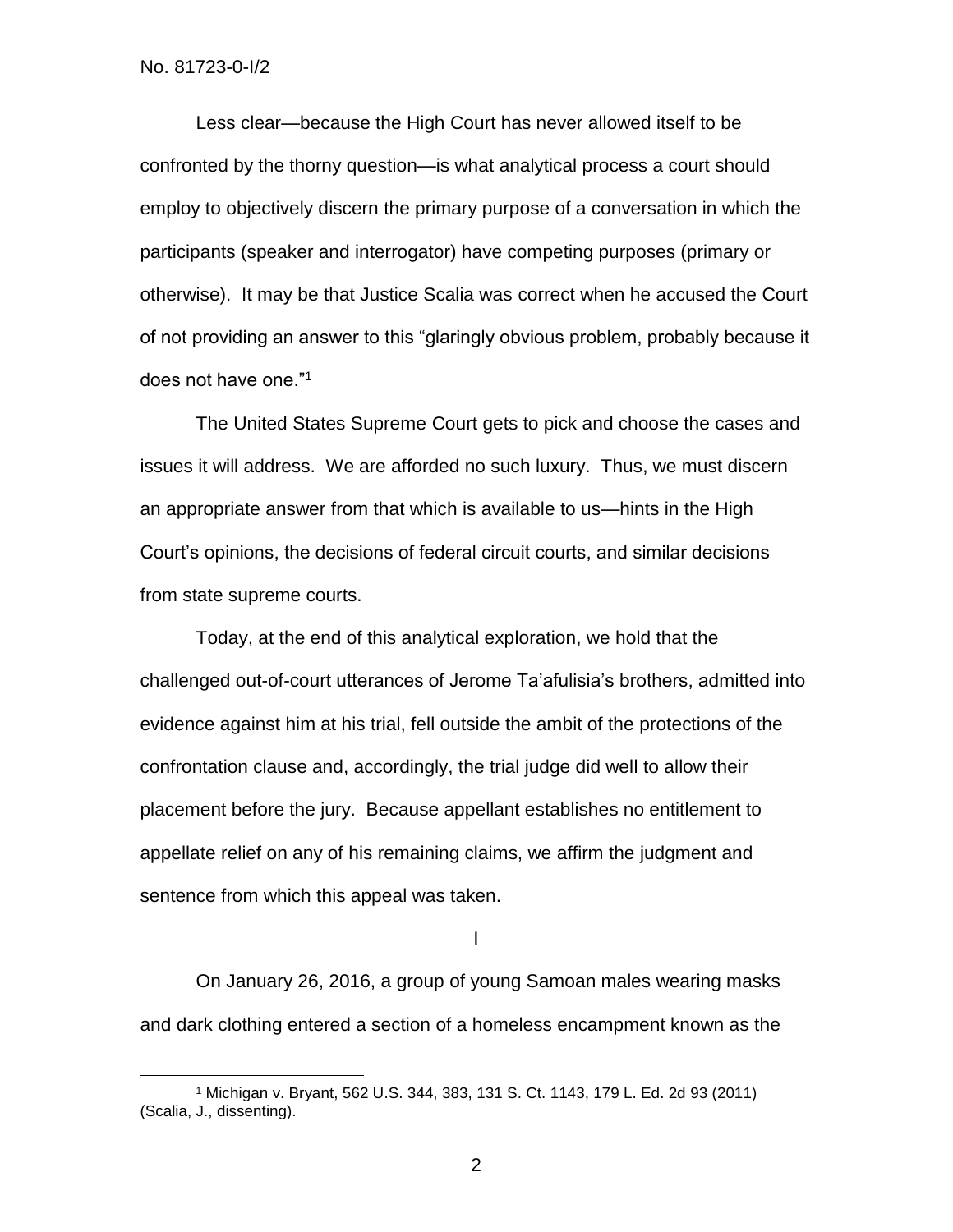Less clear—because the High Court has never allowed itself to be confronted by the thorny question—is what analytical process a court should employ to objectively discern the primary purpose of a conversation in which the participants (speaker and interrogator) have competing purposes (primary or otherwise). It may be that Justice Scalia was correct when he accused the Court of not providing an answer to this "glaringly obvious problem, probably because it does not have one."[1]

The United States Supreme Court gets to pick and choose the cases and issues it will address. We are afforded no such luxury. Thus, we must discern an appropriate answer from that which is available to us—hints in the High Court's opinions, the decisions of federal circuit courts, and similar decisions from state supreme courts.

Today, at the end of this analytical exploration, we hold that the challenged out-of-court utterances of Jerome Ta'afulisia's brothers, admitted into evidence against him at his trial, fell outside the ambit of the protections of the confrontation clause and, accordingly, the trial judge did well to allow their placement before the jury. Because appellant establishes no entitlement to appellate relief on any of his remaining claims, we affirm the judgment and sentence from which this appeal was taken.

## I

On January 26, 2016, a group of young Samoan males wearing masks and dark clothing entered a section of a homeless encampment known as the

---

[1] Michigan v. Bryant, 562 U.S. 344, 383, 131 S. Ct. 1143, 179 L. Ed. 2d 93 (2011) (Scalia, J., dissenting).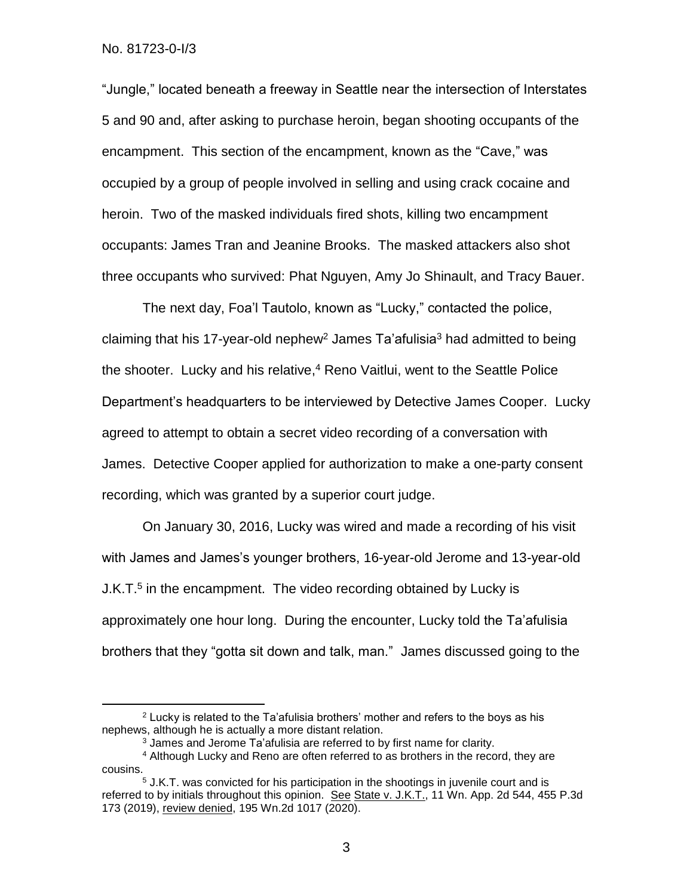"Jungle," located beneath a freeway in Seattle near the intersection of Interstates 5 and 90 and, after asking to purchase heroin, began shooting occupants of the encampment. This section of the encampment, known as the "Cave," was occupied by a group of people involved in selling and using crack cocaine and heroin. Two of the masked individuals fired shots, killing two encampment occupants: James Tran and Jeanine Brooks. The masked attackers also shot three occupants who survived: Phat Nguyen, Amy Jo Shinault, and Tracy Bauer.

The next day, Foa'I Tautolo, known as "Lucky," contacted the police, claiming that his 17-year-old nephew[2] James Ta'afulisia[3] had admitted to being the shooter. Lucky and his relative,[4] Reno Vaitlui, went to the Seattle Police Department's headquarters to be interviewed by Detective James Cooper. Lucky agreed to attempt to obtain a secret video recording of a conversation with James. Detective Cooper applied for authorization to make a one-party consent recording, which was granted by a superior court judge.

On January 30, 2016, Lucky was wired and made a recording of his visit with James and James's younger brothers, 16-year-old Jerome and 13-year-old J.K.T.[5] in the encampment. The video recording obtained by Lucky is approximately one hour long. During the encounter, Lucky told the Ta'afulisia brothers that they "gotta sit down and talk, man." James discussed going to the

---

[2] Lucky is related to the Ta'afulisia brothers' mother and refers to the boys as his nephews, although he is actually a more distant relation.

[3] James and Jerome Ta'afulisia are referred to by first name for clarity.

[4] Although Lucky and Reno are often referred to as brothers in the record, they are cousins.

[5] J.K.T. was convicted for his participation in the shootings in juvenile court and is referred to by initials throughout this opinion. See State v. J.K.T., 11 Wn. App. 2d 544, 455 P.3d 173 (2019), review denied, 195 Wn.2d 1017 (2020).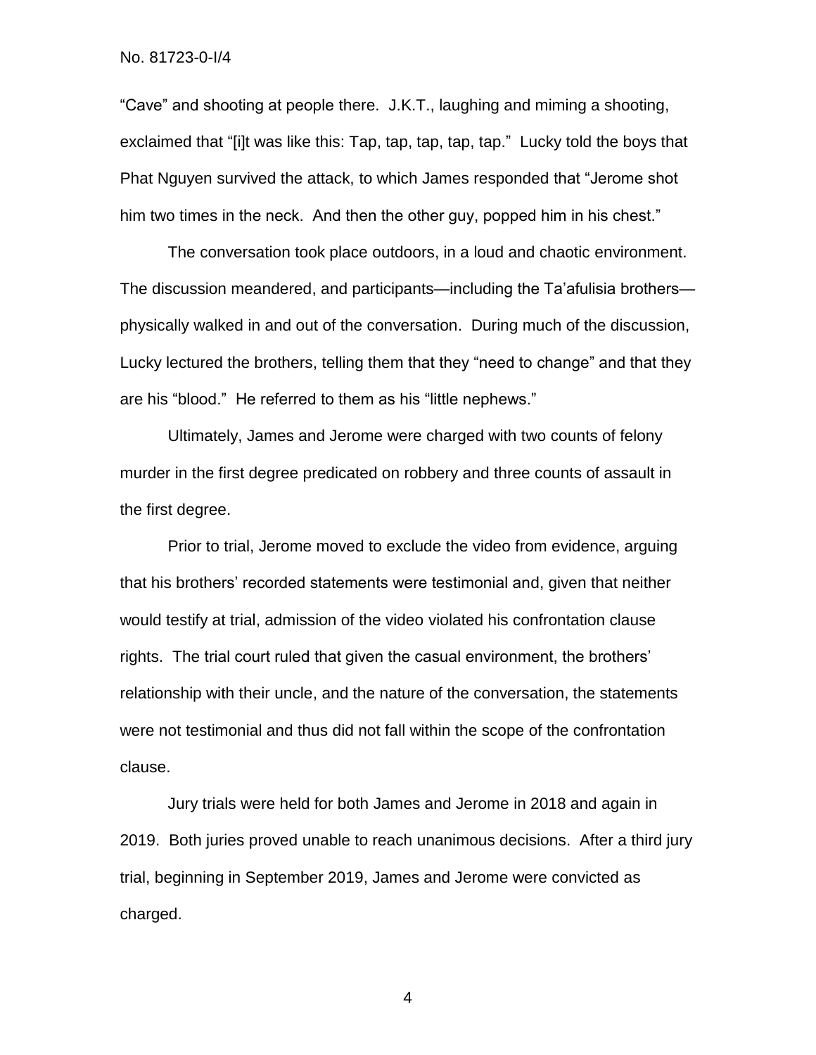"Cave" and shooting at people there. J.K.T., laughing and miming a shooting, exclaimed that "[i]t was like this: Tap, tap, tap, tap, tap." Lucky told the boys that Phat Nguyen survived the attack, to which James responded that "Jerome shot him two times in the neck. And then the other guy, popped him in his chest."

The conversation took place outdoors, in a loud and chaotic environment. The discussion meandered, and participants—including the Ta'afulisia brothers—physically walked in and out of the conversation. During much of the discussion, Lucky lectured the brothers, telling them that they "need to change" and that they are his "blood." He referred to them as his "little nephews."

Ultimately, James and Jerome were charged with two counts of felony murder in the first degree predicated on robbery and three counts of assault in the first degree.

Prior to trial, Jerome moved to exclude the video from evidence, arguing that his brothers' recorded statements were testimonial and, given that neither would testify at trial, admission of the video violated his confrontation clause rights. The trial court ruled that given the casual environment, the brothers' relationship with their uncle, and the nature of the conversation, the statements were not testimonial and thus did not fall within the scope of the confrontation clause.

Jury trials were held for both James and Jerome in 2018 and again in 2019. Both juries proved unable to reach unanimous decisions. After a third jury trial, beginning in September 2019, James and Jerome were convicted as charged.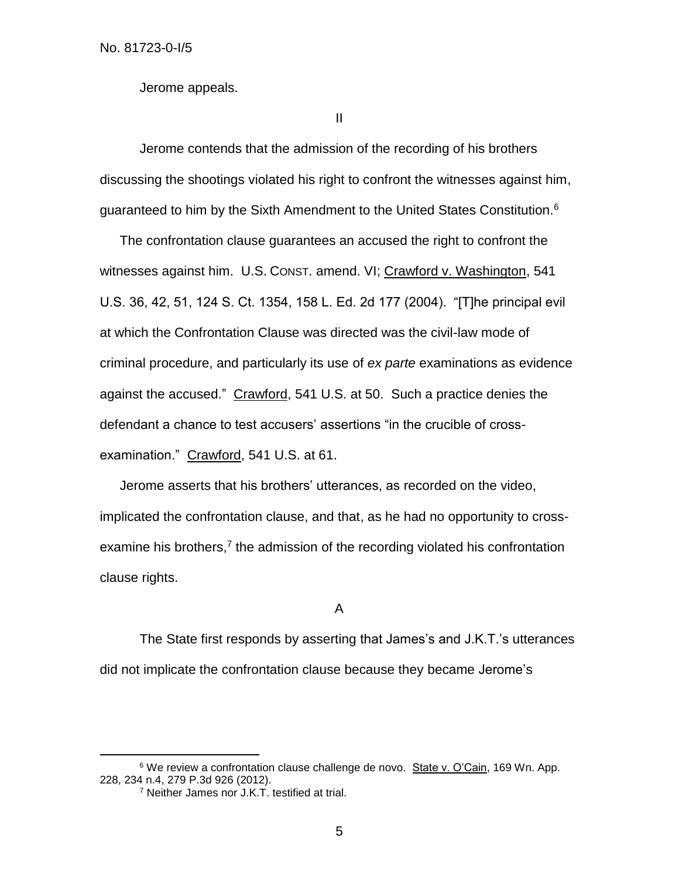Jerome appeals.

II

Jerome contends that the admission of the recording of his brothers discussing the shootings violated his right to confront the witnesses against him, guaranteed to him by the Sixth Amendment to the United States Constitution.[6]

The confrontation clause guarantees an accused the right to confront the witnesses against him. U.S. CONST. amend. VI; Crawford v. Washington, 541 U.S. 36, 42, 51, 124 S. Ct. 1354, 158 L. Ed. 2d 177 (2004). "[T]he principal evil at which the Confrontation Clause was directed was the civil-law mode of criminal procedure, and particularly its use of *ex parte* examinations as evidence against the accused." Crawford, 541 U.S. at 50. Such a practice denies the defendant a chance to test accusers' assertions "in the crucible of cross-examination." Crawford, 541 U.S. at 61.

Jerome asserts that his brothers' utterances, as recorded on the video, implicated the confrontation clause, and that, as he had no opportunity to cross-examine his brothers,[7] the admission of the recording violated his confrontation clause rights.

A

The State first responds by asserting that James's and J.K.T.'s utterances did not implicate the confrontation clause because they became Jerome's

---

[6] We review a confrontation clause challenge de novo. State v. O'Cain, 169 Wn. App. 228, 234 n.4, 279 P.3d 926 (2012).

[7] Neither James nor J.K.T. testified at trial.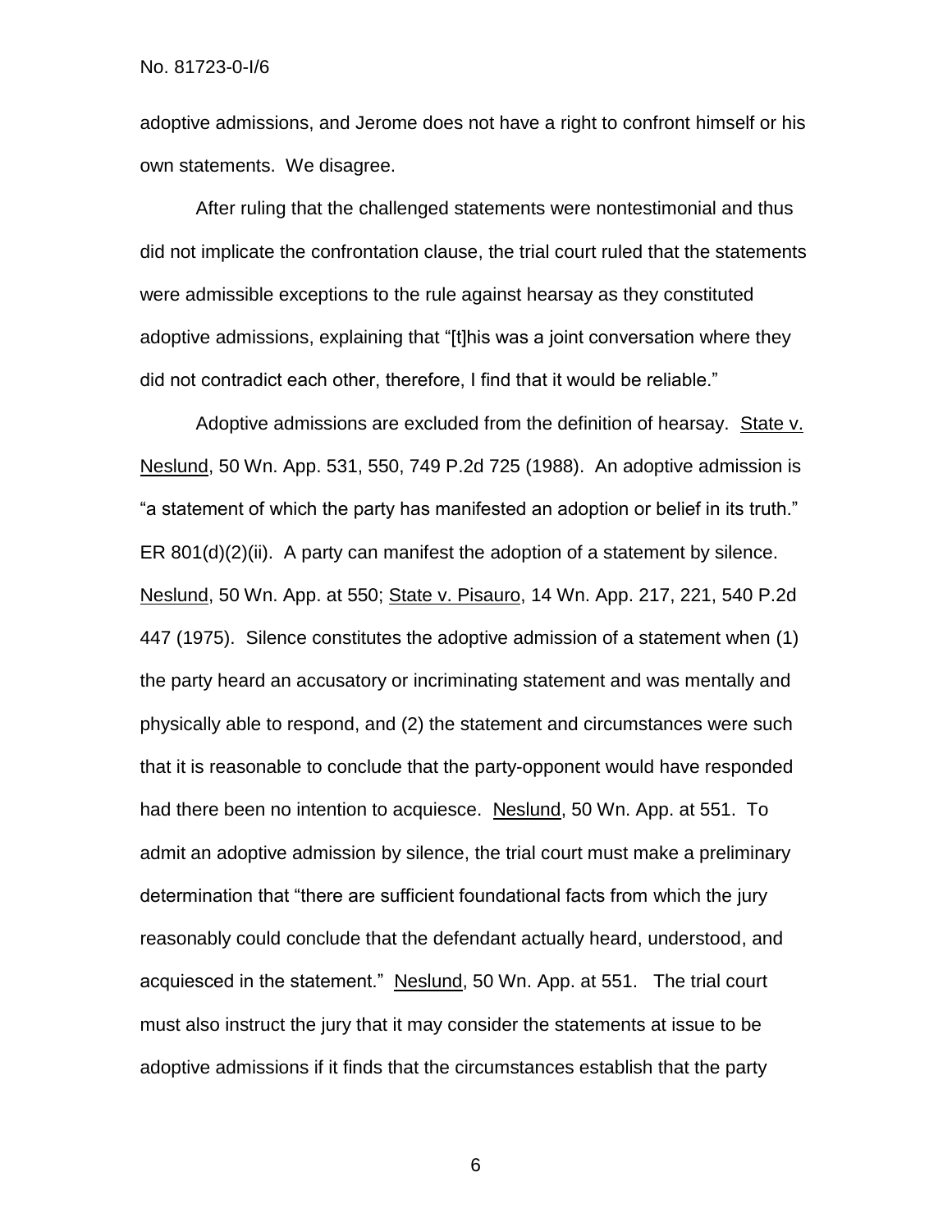adoptive admissions, and Jerome does not have a right to confront himself or his own statements. We disagree.

After ruling that the challenged statements were nontestimonial and thus did not implicate the confrontation clause, the trial court ruled that the statements were admissible exceptions to the rule against hearsay as they constituted adoptive admissions, explaining that "[t]his was a joint conversation where they did not contradict each other, therefore, I find that it would be reliable."

Adoptive admissions are excluded from the definition of hearsay. State v. Neslund, 50 Wn. App. 531, 550, 749 P.2d 725 (1988). An adoptive admission is "a statement of which the party has manifested an adoption or belief in its truth." ER 801(d)(2)(ii). A party can manifest the adoption of a statement by silence. Neslund, 50 Wn. App. at 550; State v. Pisauro, 14 Wn. App. 217, 221, 540 P.2d 447 (1975). Silence constitutes the adoptive admission of a statement when (1) the party heard an accusatory or incriminating statement and was mentally and physically able to respond, and (2) the statement and circumstances were such that it is reasonable to conclude that the party-opponent would have responded had there been no intention to acquiesce. Neslund, 50 Wn. App. at 551. To admit an adoptive admission by silence, the trial court must make a preliminary determination that "there are sufficient foundational facts from which the jury reasonably could conclude that the defendant actually heard, understood, and acquiesced in the statement." Neslund, 50 Wn. App. at 551. The trial court must also instruct the jury that it may consider the statements at issue to be adoptive admissions if it finds that the circumstances establish that the party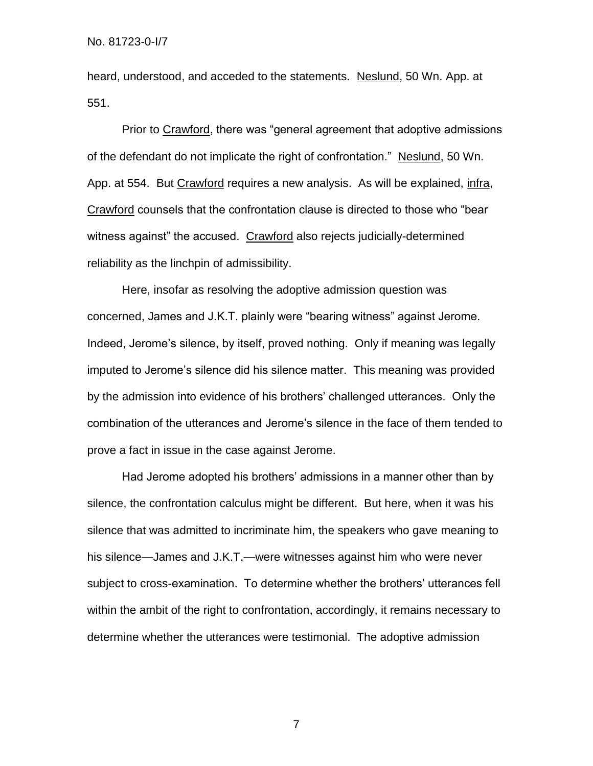heard, understood, and acceded to the statements. Neslund, 50 Wn. App. at 551.

Prior to Crawford, there was "general agreement that adoptive admissions of the defendant do not implicate the right of confrontation." Neslund, 50 Wn. App. at 554. But Crawford requires a new analysis. As will be explained, infra, Crawford counsels that the confrontation clause is directed to those who "bear witness against" the accused. Crawford also rejects judicially-determined reliability as the linchpin of admissibility.

Here, insofar as resolving the adoptive admission question was concerned, James and J.K.T. plainly were "bearing witness" against Jerome. Indeed, Jerome's silence, by itself, proved nothing. Only if meaning was legally imputed to Jerome's silence did his silence matter. This meaning was provided by the admission into evidence of his brothers' challenged utterances. Only the combination of the utterances and Jerome's silence in the face of them tended to prove a fact in issue in the case against Jerome.

Had Jerome adopted his brothers' admissions in a manner other than by silence, the confrontation calculus might be different. But here, when it was his silence that was admitted to incriminate him, the speakers who gave meaning to his silence—James and J.K.T.—were witnesses against him who were never subject to cross-examination. To determine whether the brothers' utterances fell within the ambit of the right to confrontation, accordingly, it remains necessary to determine whether the utterances were testimonial. The adoptive admission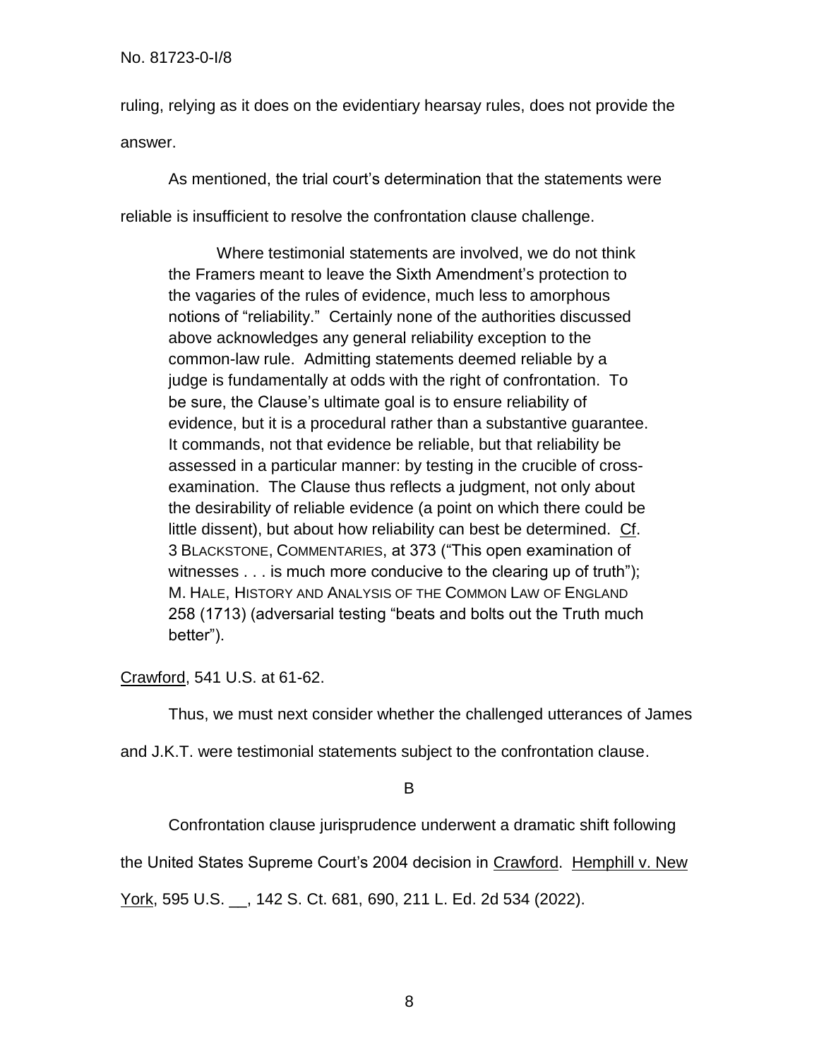ruling, relying as it does on the evidentiary hearsay rules, does not provide the answer.

As mentioned, the trial court's determination that the statements were reliable is insufficient to resolve the confrontation clause challenge.

> Where testimonial statements are involved, we do not think the Framers meant to leave the Sixth Amendment's protection to the vagaries of the rules of evidence, much less to amorphous notions of "reliability." Certainly none of the authorities discussed above acknowledges any general reliability exception to the common-law rule. Admitting statements deemed reliable by a judge is fundamentally at odds with the right of confrontation. To be sure, the Clause's ultimate goal is to ensure reliability of evidence, but it is a procedural rather than a substantive guarantee. It commands, not that evidence be reliable, but that reliability be assessed in a particular manner: by testing in the crucible of cross-examination. The Clause thus reflects a judgment, not only about the desirability of reliable evidence (a point on which there could be little dissent), but about how reliability can best be determined. Cf. 3 BLACKSTONE, COMMENTARIES, at 373 ("This open examination of witnesses . . . is much more conducive to the clearing up of truth"); M. HALE, HISTORY AND ANALYSIS OF THE COMMON LAW OF ENGLAND 258 (1713) (adversarial testing "beats and bolts out the Truth much better").

Crawford, 541 U.S. at 61-62.

Thus, we must next consider whether the challenged utterances of James and J.K.T. were testimonial statements subject to the confrontation clause.

B

Confrontation clause jurisprudence underwent a dramatic shift following the United States Supreme Court's 2004 decision in Crawford. Hemphill v. New York, 595 U.S. __, 142 S. Ct. 681, 690, 211 L. Ed. 2d 534 (2022).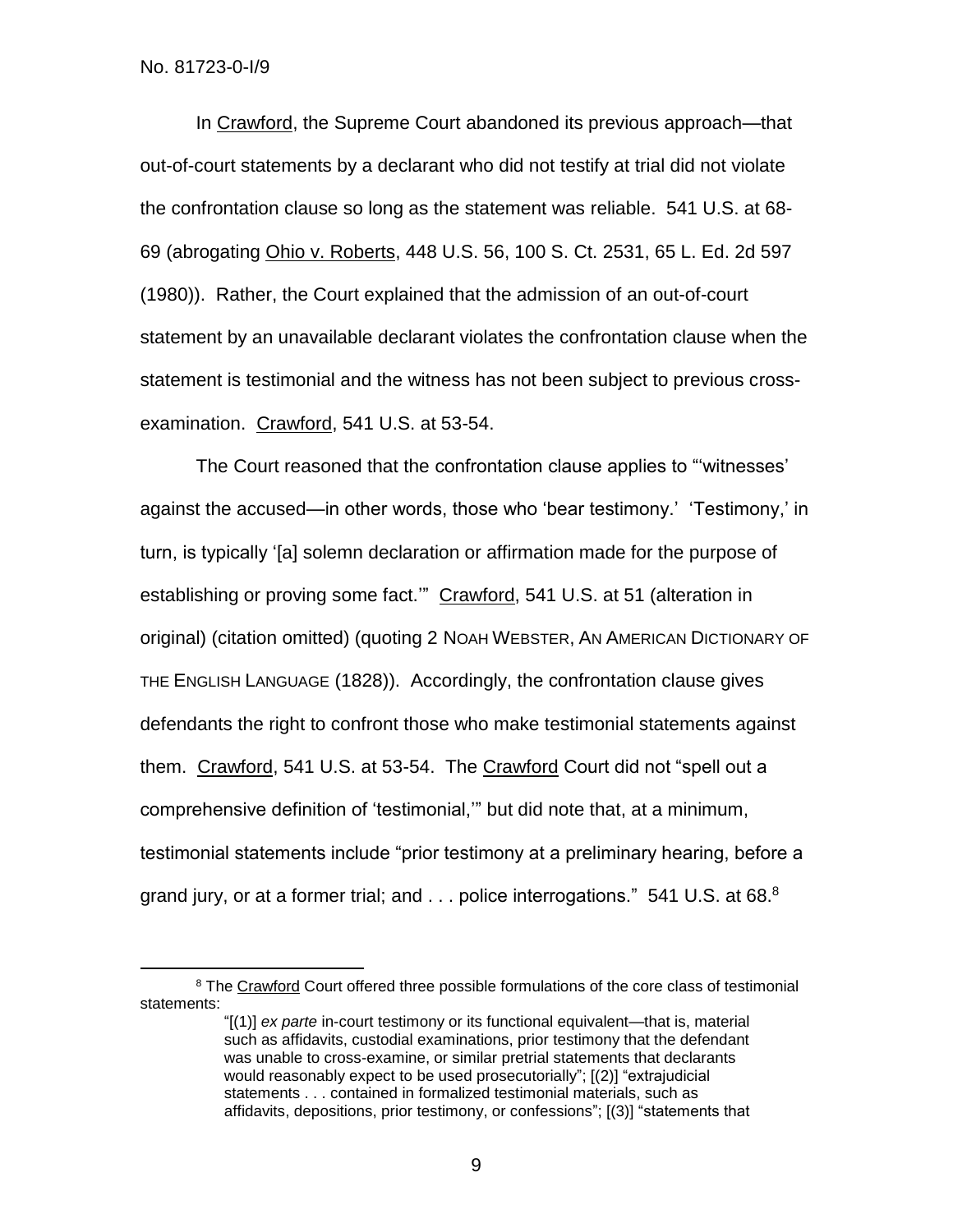In Crawford, the Supreme Court abandoned its previous approach—that out-of-court statements by a declarant who did not testify at trial did not violate the confrontation clause so long as the statement was reliable. 541 U.S. at 68-69 (abrogating Ohio v. Roberts, 448 U.S. 56, 100 S. Ct. 2531, 65 L. Ed. 2d 597 (1980)). Rather, the Court explained that the admission of an out-of-court statement by an unavailable declarant violates the confrontation clause when the statement is testimonial and the witness has not been subject to previous cross-examination. Crawford, 541 U.S. at 53-54.

The Court reasoned that the confrontation clause applies to "'witnesses' against the accused—in other words, those who 'bear testimony.' 'Testimony,' in turn, is typically '[a] solemn declaration or affirmation made for the purpose of establishing or proving some fact.'" Crawford, 541 U.S. at 51 (alteration in original) (citation omitted) (quoting 2 NOAH WEBSTER, AN AMERICAN DICTIONARY OF THE ENGLISH LANGUAGE (1828)). Accordingly, the confrontation clause gives defendants the right to confront those who make testimonial statements against them. Crawford, 541 U.S. at 53-54. The Crawford Court did not "spell out a comprehensive definition of 'testimonial,'" but did note that, at a minimum, testimonial statements include "prior testimony at a preliminary hearing, before a grand jury, or at a former trial; and . . . police interrogations." 541 U.S. at 68.[8]

[8] The Crawford Court offered three possible formulations of the core class of testimonial statements:

> "[(1)] *ex parte* in-court testimony or its functional equivalent—that is, material such as affidavits, custodial examinations, prior testimony that the defendant was unable to cross-examine, or similar pretrial statements that declarants would reasonably expect to be used prosecutorially"; [(2)] "extrajudicial statements . . . contained in formalized testimonial materials, such as affidavits, depositions, prior testimony, or confessions"; [(3)] "statements that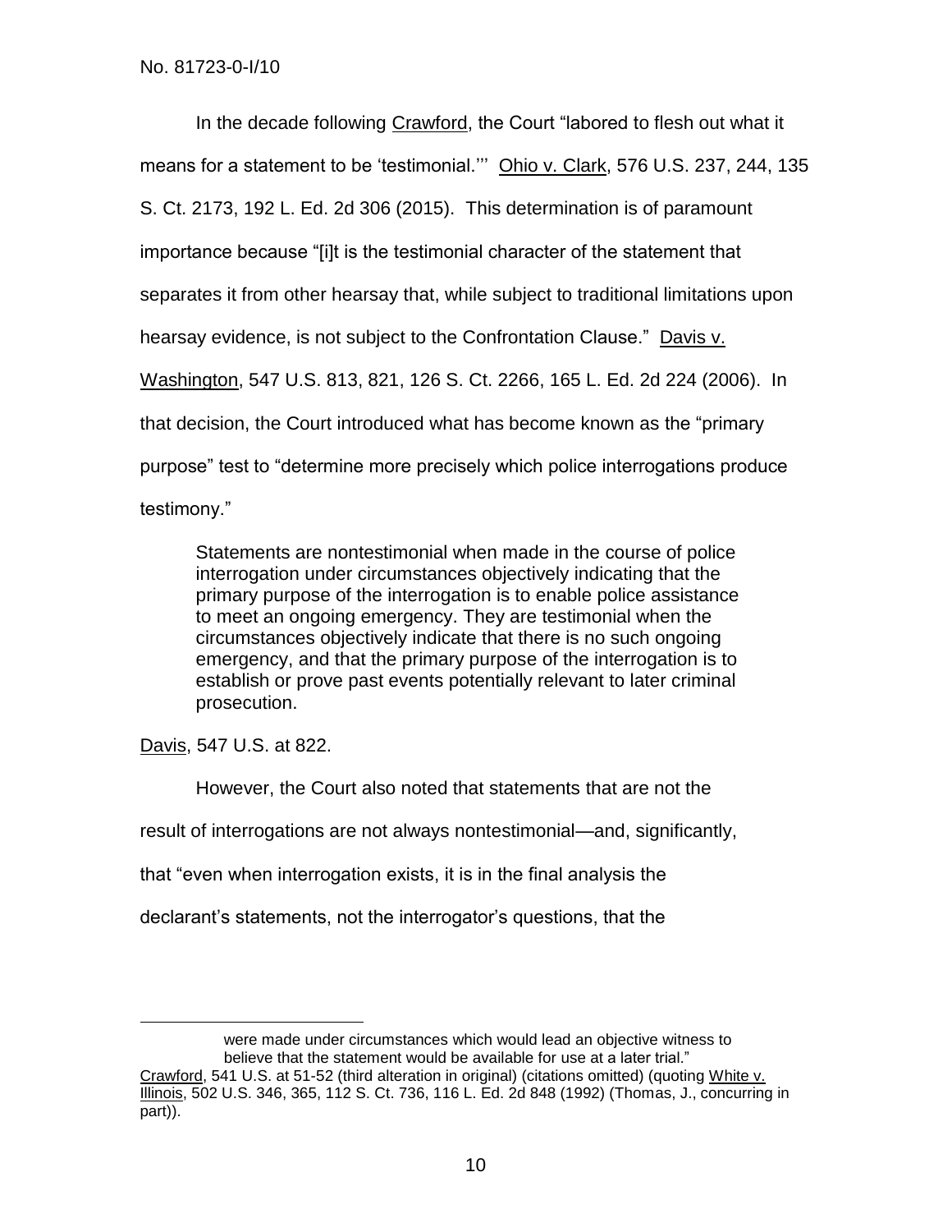In the decade following Crawford, the Court "labored to flesh out what it means for a statement to be 'testimonial.'" Ohio v. Clark, 576 U.S. 237, 244, 135 S. Ct. 2173, 192 L. Ed. 2d 306 (2015). This determination is of paramount importance because "[i]t is the testimonial character of the statement that separates it from other hearsay that, while subject to traditional limitations upon hearsay evidence, is not subject to the Confrontation Clause." Davis v. Washington, 547 U.S. 813, 821, 126 S. Ct. 2266, 165 L. Ed. 2d 224 (2006). In that decision, the Court introduced what has become known as the "primary purpose" test to "determine more precisely which police interrogations produce testimony."

> Statements are nontestimonial when made in the course of police interrogation under circumstances objectively indicating that the primary purpose of the interrogation is to enable police assistance to meet an ongoing emergency. They are testimonial when the circumstances objectively indicate that there is no such ongoing emergency, and that the primary purpose of the interrogation is to establish or prove past events potentially relevant to later criminal prosecution.

Davis, 547 U.S. at 822.

However, the Court also noted that statements that are not the result of interrogations are not always nontestimonial—and, significantly, that "even when interrogation exists, it is in the final analysis the declarant's statements, not the interrogator's questions, that the

---

> were made under circumstances which would lead an objective witness to believe that the statement would be available for use at a later trial."

Crawford, 541 U.S. at 51-52 (third alteration in original) (citations omitted) (quoting White v. Illinois, 502 U.S. 346, 365, 112 S. Ct. 736, 116 L. Ed. 2d 848 (1992) (Thomas, J., concurring in part)).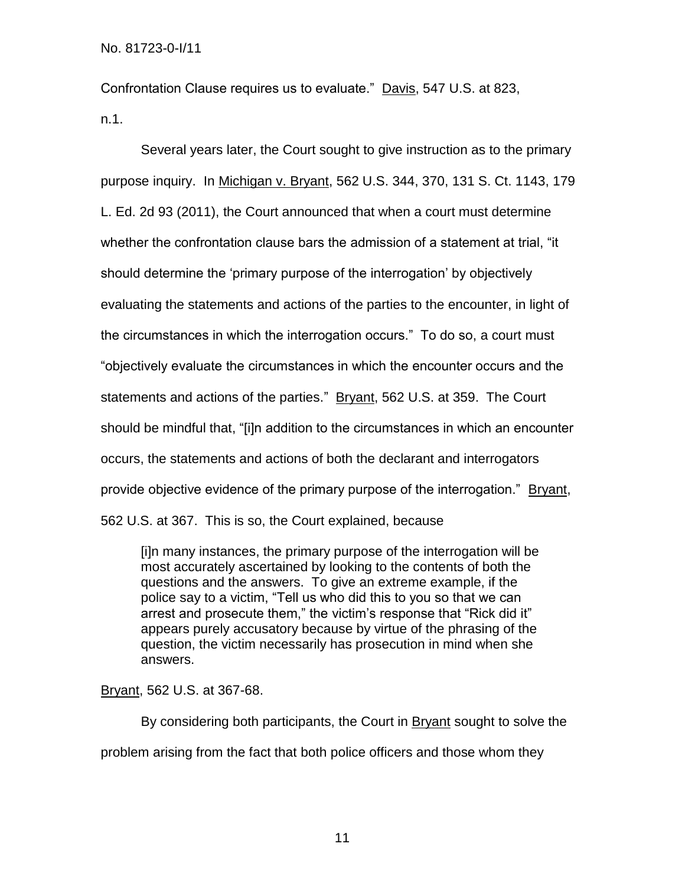Confrontation Clause requires us to evaluate." Davis, 547 U.S. at 823, n.1.

Several years later, the Court sought to give instruction as to the primary purpose inquiry. In Michigan v. Bryant, 562 U.S. 344, 370, 131 S. Ct. 1143, 179 L. Ed. 2d 93 (2011), the Court announced that when a court must determine whether the confrontation clause bars the admission of a statement at trial, "it should determine the 'primary purpose of the interrogation' by objectively evaluating the statements and actions of the parties to the encounter, in light of the circumstances in which the interrogation occurs." To do so, a court must "objectively evaluate the circumstances in which the encounter occurs and the statements and actions of the parties." Bryant, 562 U.S. at 359. The Court should be mindful that, "[i]n addition to the circumstances in which an encounter occurs, the statements and actions of both the declarant and interrogators provide objective evidence of the primary purpose of the interrogation." Bryant, 562 U.S. at 367. This is so, the Court explained, because

> [i]n many instances, the primary purpose of the interrogation will be most accurately ascertained by looking to the contents of both the questions and the answers. To give an extreme example, if the police say to a victim, "Tell us who did this to you so that we can arrest and prosecute them," the victim's response that "Rick did it" appears purely accusatory because by virtue of the phrasing of the question, the victim necessarily has prosecution in mind when she answers.

Bryant, 562 U.S. at 367-68.

By considering both participants, the Court in Bryant sought to solve the problem arising from the fact that both police officers and those whom they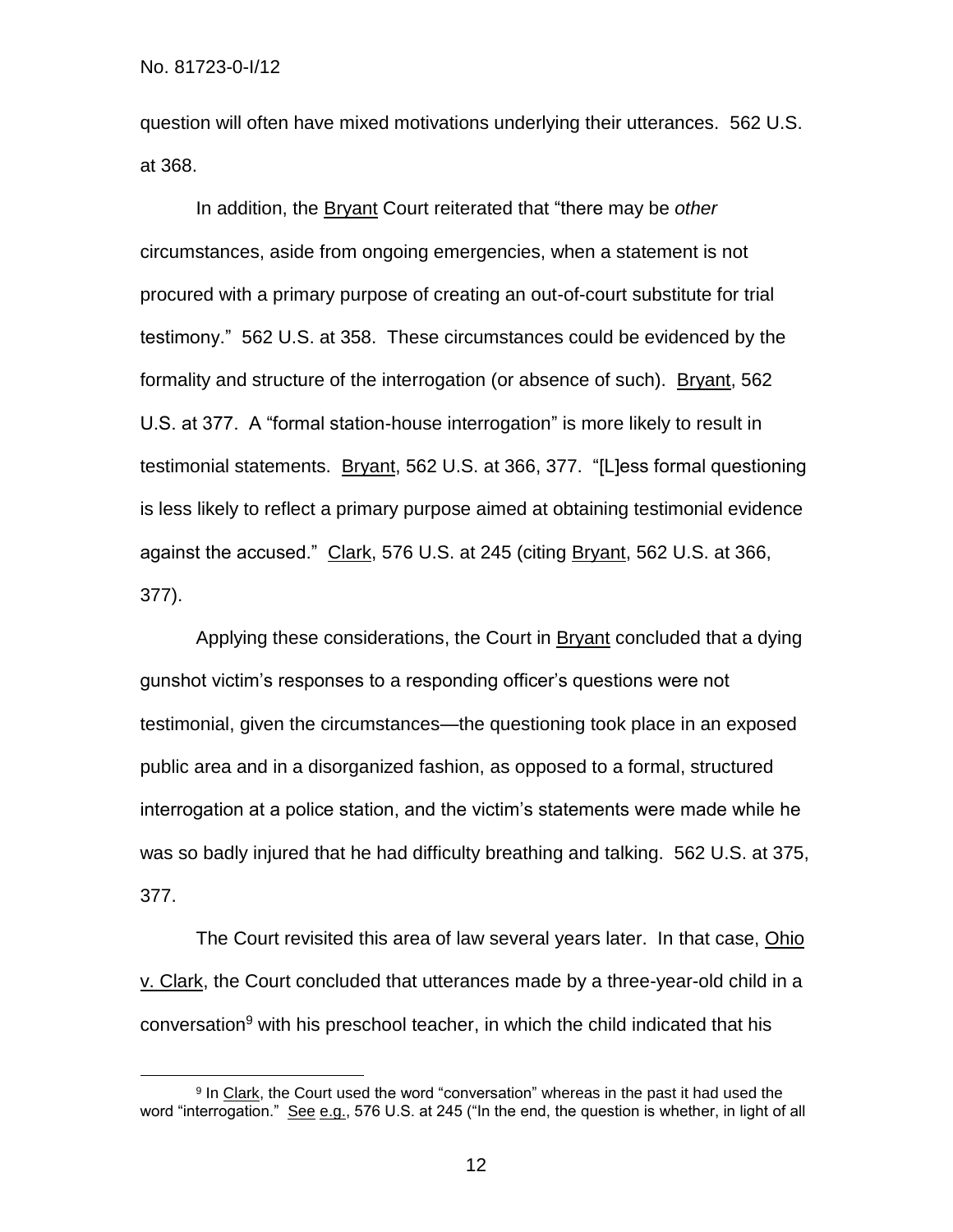question will often have mixed motivations underlying their utterances. 562 U.S. at 368.

In addition, the Bryant Court reiterated that "there may be *other* circumstances, aside from ongoing emergencies, when a statement is not procured with a primary purpose of creating an out-of-court substitute for trial testimony." 562 U.S. at 358. These circumstances could be evidenced by the formality and structure of the interrogation (or absence of such). Bryant, 562 U.S. at 377. A "formal station-house interrogation" is more likely to result in testimonial statements. Bryant, 562 U.S. at 366, 377. "[L]ess formal questioning is less likely to reflect a primary purpose aimed at obtaining testimonial evidence against the accused." Clark, 576 U.S. at 245 (citing Bryant, 562 U.S. at 366, 377).

Applying these considerations, the Court in Bryant concluded that a dying gunshot victim's responses to a responding officer's questions were not testimonial, given the circumstances—the questioning took place in an exposed public area and in a disorganized fashion, as opposed to a formal, structured interrogation at a police station, and the victim's statements were made while he was so badly injured that he had difficulty breathing and talking. 562 U.S. at 375, 377.

The Court revisited this area of law several years later. In that case, Ohio v. Clark, the Court concluded that utterances made by a three-year-old child in a conversation[9] with his preschool teacher, in which the child indicated that his

[9] In Clark, the Court used the word "conversation" whereas in the past it had used the word "interrogation." See e.g., 576 U.S. at 245 ("In the end, the question is whether, in light of all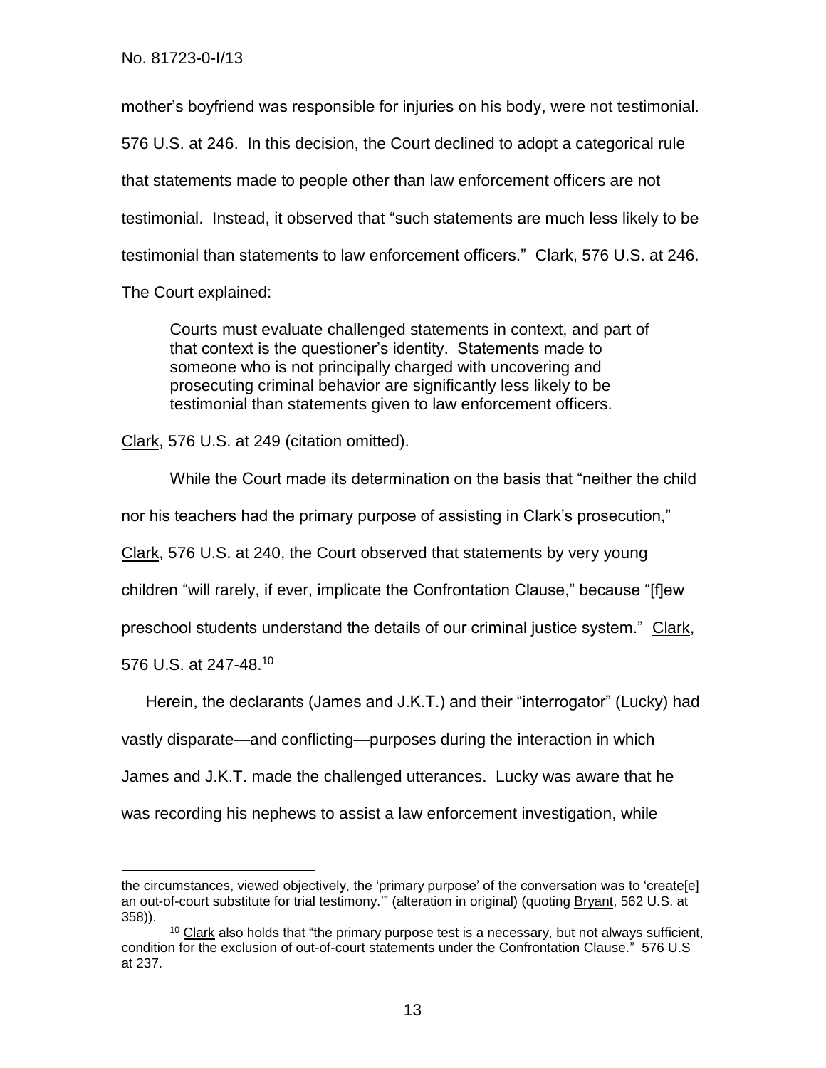mother's boyfriend was responsible for injuries on his body, were not testimonial. 576 U.S. at 246. In this decision, the Court declined to adopt a categorical rule that statements made to people other than law enforcement officers are not testimonial. Instead, it observed that "such statements are much less likely to be testimonial than statements to law enforcement officers." Clark, 576 U.S. at 246. The Court explained:

> Courts must evaluate challenged statements in context, and part of that context is the questioner's identity. Statements made to someone who is not principally charged with uncovering and prosecuting criminal behavior are significantly less likely to be testimonial than statements given to law enforcement officers.

Clark, 576 U.S. at 249 (citation omitted).

While the Court made its determination on the basis that "neither the child nor his teachers had the primary purpose of assisting in Clark's prosecution," Clark, 576 U.S. at 240, the Court observed that statements by very young children "will rarely, if ever, implicate the Confrontation Clause," because "[f]ew preschool students understand the details of our criminal justice system." Clark, 576 U.S. at 247-48.[10]

Herein, the declarants (James and J.K.T.) and their "interrogator" (Lucky) had vastly disparate—and conflicting—purposes during the interaction in which James and J.K.T. made the challenged utterances. Lucky was aware that he was recording his nephews to assist a law enforcement investigation, while

---

the circumstances, viewed objectively, the 'primary purpose' of the conversation was to 'create[e] an out-of-court substitute for trial testimony.'" (alteration in original) (quoting Bryant, 562 U.S. at 358)).

[10] Clark also holds that "the primary purpose test is a necessary, but not always sufficient, condition for the exclusion of out-of-court statements under the Confrontation Clause." 576 U.S at 237.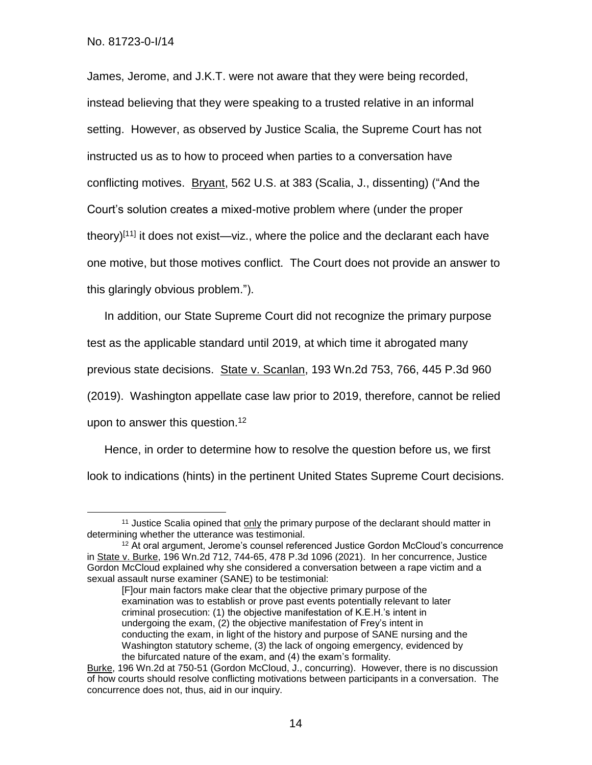James, Jerome, and J.K.T. were not aware that they were being recorded, instead believing that they were speaking to a trusted relative in an informal setting. However, as observed by Justice Scalia, the Supreme Court has not instructed us as to how to proceed when parties to a conversation have conflicting motives. Bryant, 562 U.S. at 383 (Scalia, J., dissenting) ("And the Court's solution creates a mixed-motive problem where (under the proper theory)[[11]] it does not exist—viz., where the police and the declarant each have one motive, but those motives conflict. The Court does not provide an answer to this glaringly obvious problem.").

In addition, our State Supreme Court did not recognize the primary purpose test as the applicable standard until 2019, at which time it abrogated many previous state decisions. State v. Scanlan, 193 Wn.2d 753, 766, 445 P.3d 960 (2019). Washington appellate case law prior to 2019, therefore, cannot be relied upon to answer this question.[12]

Hence, in order to determine how to resolve the question before us, we first look to indications (hints) in the pertinent United States Supreme Court decisions.

---

[11] Justice Scalia opined that only the primary purpose of the declarant should matter in determining whether the utterance was testimonial.

[12] At oral argument, Jerome's counsel referenced Justice Gordon McCloud's concurrence in State v. Burke, 196 Wn.2d 712, 744-65, 478 P.3d 1096 (2021). In her concurrence, Justice Gordon McCloud explained why she considered a conversation between a rape victim and a sexual assault nurse examiner (SANE) to be testimonial:

> [F]our main factors make clear that the objective primary purpose of the examination was to establish or prove past events potentially relevant to later criminal prosecution: (1) the objective manifestation of K.E.H.'s intent in undergoing the exam, (2) the objective manifestation of Frey's intent in conducting the exam, in light of the history and purpose of SANE nursing and the Washington statutory scheme, (3) the lack of ongoing emergency, evidenced by the bifurcated nature of the exam, and (4) the exam's formality.

Burke, 196 Wn.2d at 750-51 (Gordon McCloud, J., concurring). However, there is no discussion of how courts should resolve conflicting motivations between participants in a conversation. The concurrence does not, thus, aid in our inquiry.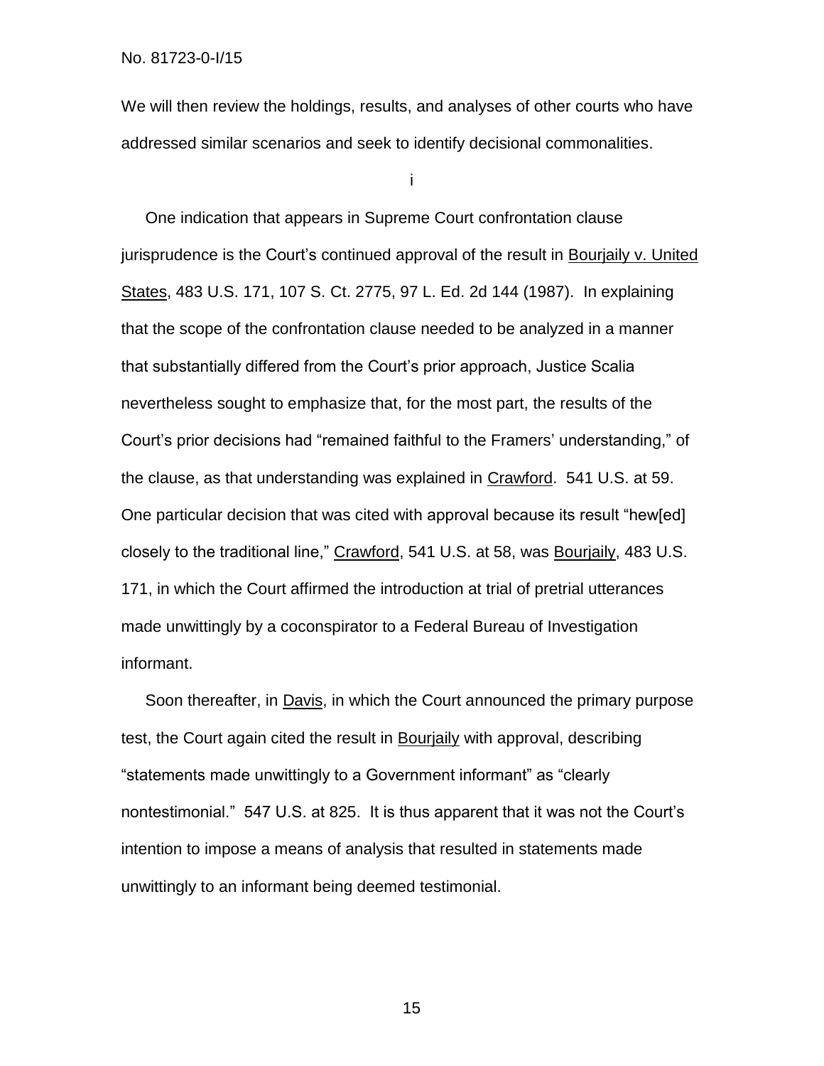We will then review the holdings, results, and analyses of other courts who have addressed similar scenarios and seek to identify decisional commonalities.

i

One indication that appears in Supreme Court confrontation clause jurisprudence is the Court's continued approval of the result in Bourjaily v. United States, 483 U.S. 171, 107 S. Ct. 2775, 97 L. Ed. 2d 144 (1987). In explaining that the scope of the confrontation clause needed to be analyzed in a manner that substantially differed from the Court's prior approach, Justice Scalia nevertheless sought to emphasize that, for the most part, the results of the Court's prior decisions had "remained faithful to the Framers' understanding," of the clause, as that understanding was explained in Crawford. 541 U.S. at 59. One particular decision that was cited with approval because its result "hew[ed] closely to the traditional line," Crawford, 541 U.S. at 58, was Bourjaily, 483 U.S. 171, in which the Court affirmed the introduction at trial of pretrial utterances made unwittingly by a coconspirator to a Federal Bureau of Investigation informant.

Soon thereafter, in Davis, in which the Court announced the primary purpose test, the Court again cited the result in Bourjaily with approval, describing "statements made unwittingly to a Government informant" as "clearly nontestimonial." 547 U.S. at 825. It is thus apparent that it was not the Court's intention to impose a means of analysis that resulted in statements made unwittingly to an informant being deemed testimonial.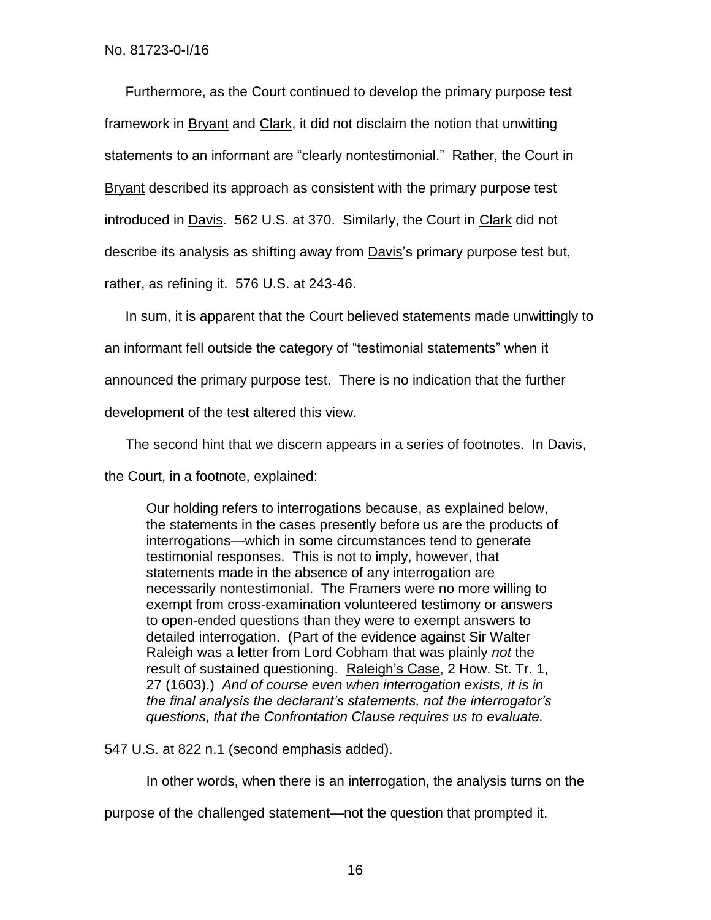Furthermore, as the Court continued to develop the primary purpose test framework in Bryant and Clark, it did not disclaim the notion that unwitting statements to an informant are "clearly nontestimonial." Rather, the Court in Bryant described its approach as consistent with the primary purpose test introduced in Davis. 562 U.S. at 370. Similarly, the Court in Clark did not describe its analysis as shifting away from Davis's primary purpose test but, rather, as refining it. 576 U.S. at 243-46.

In sum, it is apparent that the Court believed statements made unwittingly to an informant fell outside the category of "testimonial statements" when it announced the primary purpose test. There is no indication that the further development of the test altered this view.

The second hint that we discern appears in a series of footnotes. In Davis, the Court, in a footnote, explained:

> Our holding refers to interrogations because, as explained below, the statements in the cases presently before us are the products of interrogations—which in some circumstances tend to generate testimonial responses. This is not to imply, however, that statements made in the absence of any interrogation are necessarily nontestimonial. The Framers were no more willing to exempt from cross-examination volunteered testimony or answers to open-ended questions than they were to exempt answers to detailed interrogation. (Part of the evidence against Sir Walter Raleigh was a letter from Lord Cobham that was plainly *not* the result of sustained questioning. Raleigh's Case, 2 How. St. Tr. 1, 27 (1603).) *And of course even when interrogation exists, it is in the final analysis the declarant's statements, not the interrogator's questions, that the Confrontation Clause requires us to evaluate.*

547 U.S. at 822 n.1 (second emphasis added).

In other words, when there is an interrogation, the analysis turns on the purpose of the challenged statement—not the question that prompted it.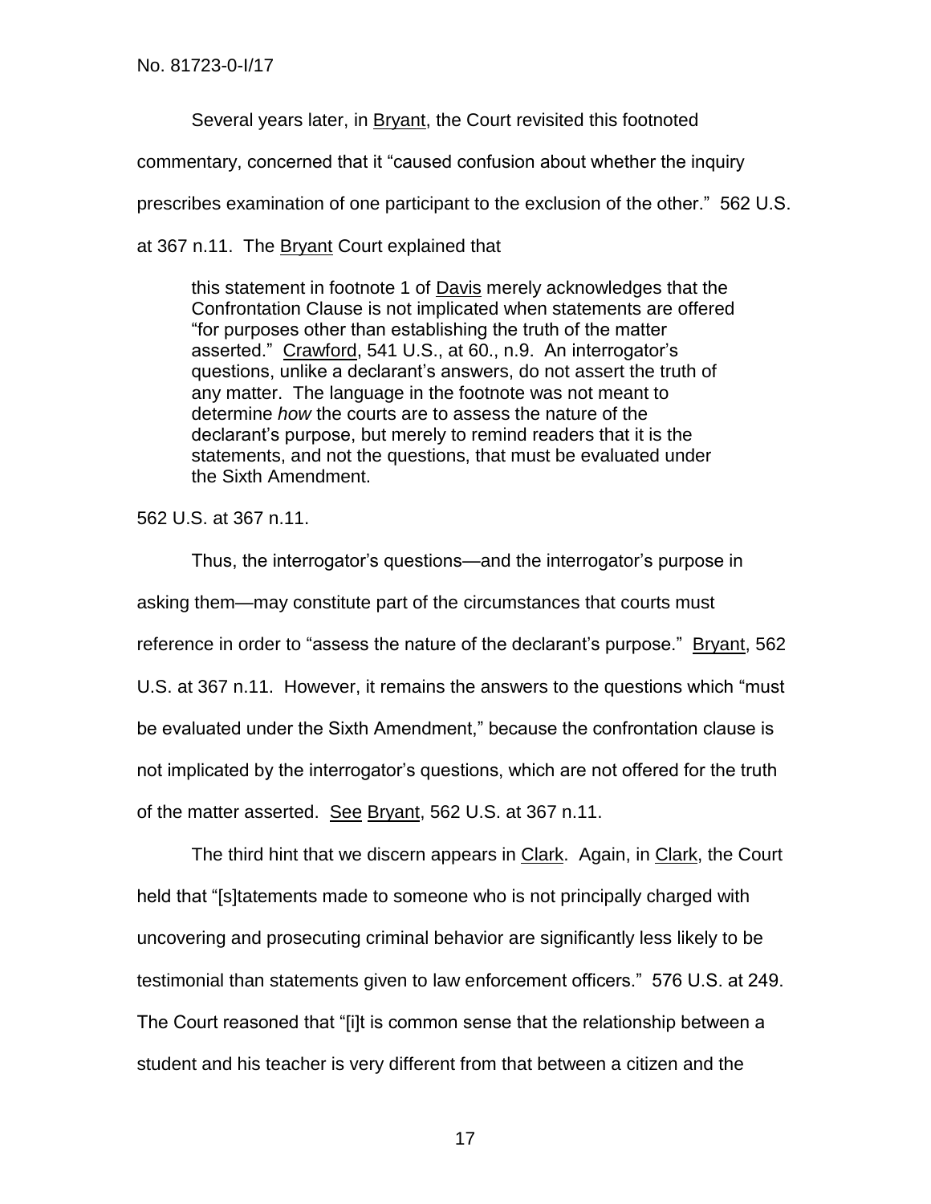Several years later, in Bryant, the Court revisited this footnoted commentary, concerned that it "caused confusion about whether the inquiry prescribes examination of one participant to the exclusion of the other." 562 U.S. at 367 n.11. The Bryant Court explained that

> this statement in footnote 1 of Davis merely acknowledges that the Confrontation Clause is not implicated when statements are offered "for purposes other than establishing the truth of the matter asserted." Crawford, 541 U.S., at 60., n.9. An interrogator's questions, unlike a declarant's answers, do not assert the truth of any matter. The language in the footnote was not meant to determine *how* the courts are to assess the nature of the declarant's purpose, but merely to remind readers that it is the statements, and not the questions, that must be evaluated under the Sixth Amendment.

562 U.S. at 367 n.11.

Thus, the interrogator's questions—and the interrogator's purpose in asking them—may constitute part of the circumstances that courts must reference in order to "assess the nature of the declarant's purpose." Bryant, 562 U.S. at 367 n.11. However, it remains the answers to the questions which "must be evaluated under the Sixth Amendment," because the confrontation clause is not implicated by the interrogator's questions, which are not offered for the truth of the matter asserted. See Bryant, 562 U.S. at 367 n.11.

The third hint that we discern appears in Clark. Again, in Clark, the Court held that "[s]tatements made to someone who is not principally charged with uncovering and prosecuting criminal behavior are significantly less likely to be testimonial than statements given to law enforcement officers." 576 U.S. at 249. The Court reasoned that "[i]t is common sense that the relationship between a student and his teacher is very different from that between a citizen and the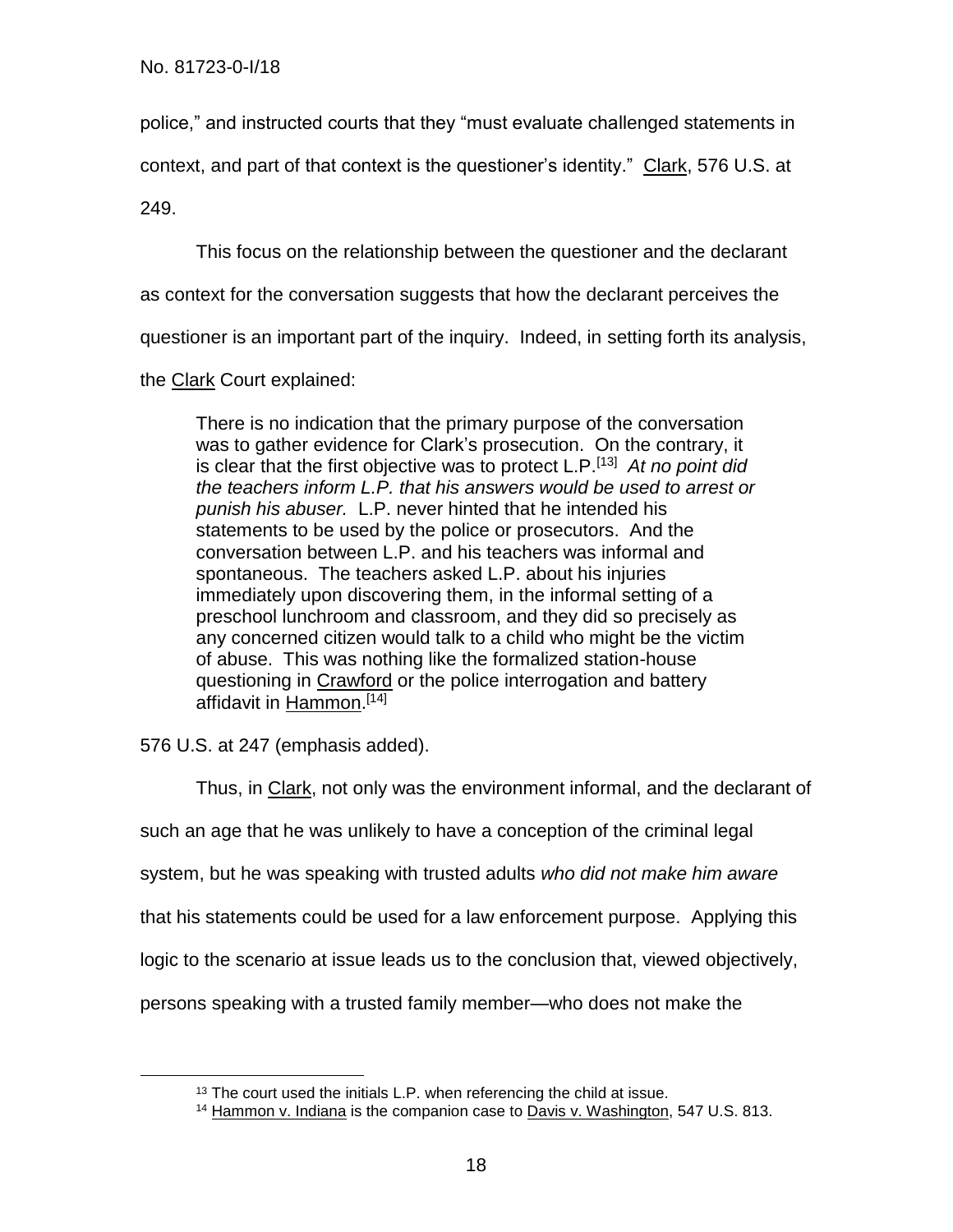police," and instructed courts that they "must evaluate challenged statements in context, and part of that context is the questioner's identity." Clark, 576 U.S. at 249.

This focus on the relationship between the questioner and the declarant as context for the conversation suggests that how the declarant perceives the questioner is an important part of the inquiry. Indeed, in setting forth its analysis, the Clark Court explained:

> There is no indication that the primary purpose of the conversation was to gather evidence for Clark's prosecution. On the contrary, it is clear that the first objective was to protect L.P.[13] *At no point did the teachers inform L.P. that his answers would be used to arrest or punish his abuser.* L.P. never hinted that he intended his statements to be used by the police or prosecutors. And the conversation between L.P. and his teachers was informal and spontaneous. The teachers asked L.P. about his injuries immediately upon discovering them, in the informal setting of a preschool lunchroom and classroom, and they did so precisely as any concerned citizen would talk to a child who might be the victim of abuse. This was nothing like the formalized station-house questioning in Crawford or the police interrogation and battery affidavit in Hammon.[14]

576 U.S. at 247 (emphasis added).

Thus, in Clark, not only was the environment informal, and the declarant of such an age that he was unlikely to have a conception of the criminal legal system, but he was speaking with trusted adults *who did not make him aware* that his statements could be used for a law enforcement purpose. Applying this logic to the scenario at issue leads us to the conclusion that, viewed objectively, persons speaking with a trusted family member—who does not make the

[13] The court used the initials L.P. when referencing the child at issue.

[14] Hammon v. Indiana is the companion case to Davis v. Washington, 547 U.S. 813.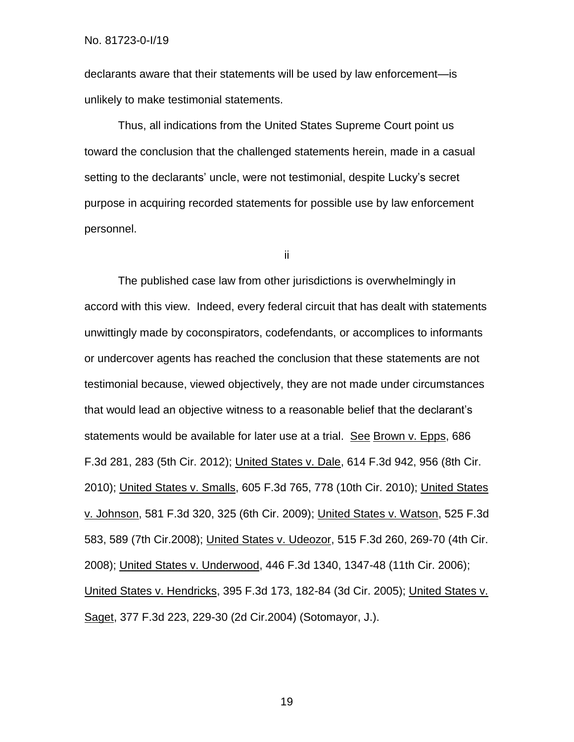declarants aware that their statements will be used by law enforcement—is unlikely to make testimonial statements.

Thus, all indications from the United States Supreme Court point us toward the conclusion that the challenged statements herein, made in a casual setting to the declarants' uncle, were not testimonial, despite Lucky's secret purpose in acquiring recorded statements for possible use by law enforcement personnel.

ii

The published case law from other jurisdictions is overwhelmingly in accord with this view. Indeed, every federal circuit that has dealt with statements unwittingly made by coconspirators, codefendants, or accomplices to informants or undercover agents has reached the conclusion that these statements are not testimonial because, viewed objectively, they are not made under circumstances that would lead an objective witness to a reasonable belief that the declarant's statements would be available for later use at a trial. See Brown v. Epps, 686 F.3d 281, 283 (5th Cir. 2012); United States v. Dale, 614 F.3d 942, 956 (8th Cir. 2010); United States v. Smalls, 605 F.3d 765, 778 (10th Cir. 2010); United States v. Johnson, 581 F.3d 320, 325 (6th Cir. 2009); United States v. Watson, 525 F.3d 583, 589 (7th Cir.2008); United States v. Udeozor, 515 F.3d 260, 269-70 (4th Cir. 2008); United States v. Underwood, 446 F.3d 1340, 1347-48 (11th Cir. 2006); United States v. Hendricks, 395 F.3d 173, 182-84 (3d Cir. 2005); United States v. Saget, 377 F.3d 223, 229-30 (2d Cir.2004) (Sotomayor, J.).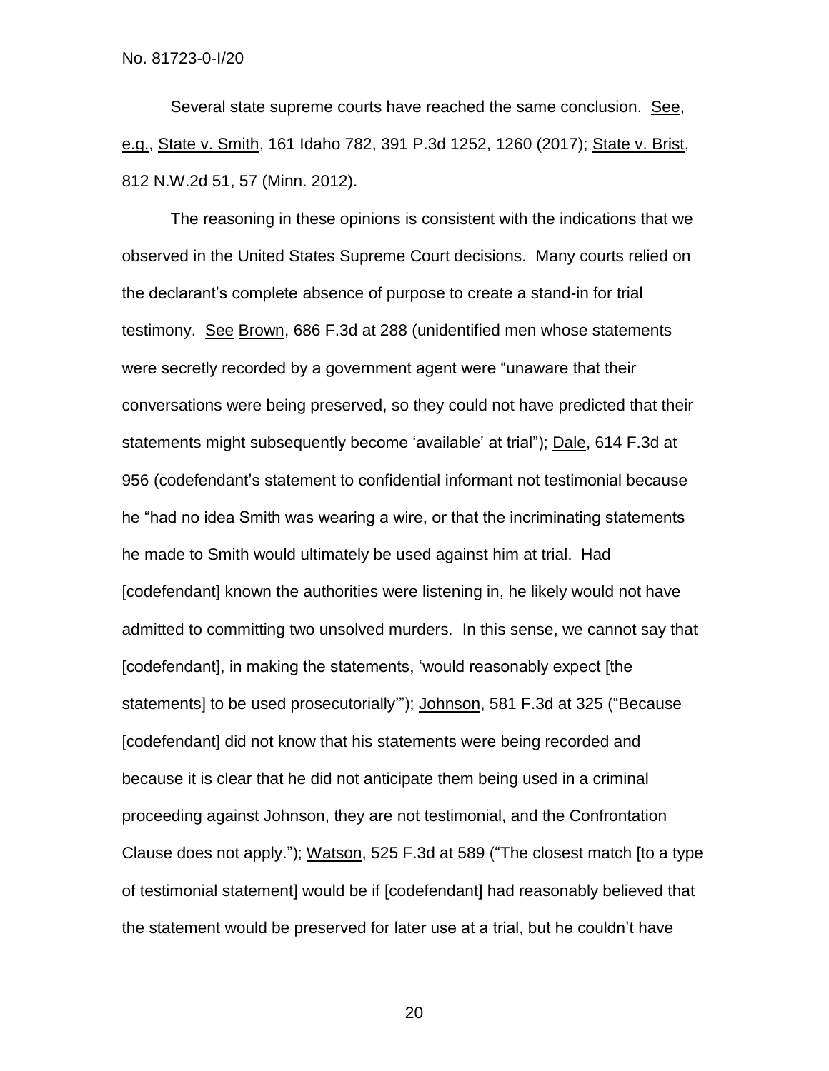Several state supreme courts have reached the same conclusion. See, e.g., State v. Smith, 161 Idaho 782, 391 P.3d 1252, 1260 (2017); State v. Brist, 812 N.W.2d 51, 57 (Minn. 2012).

The reasoning in these opinions is consistent with the indications that we observed in the United States Supreme Court decisions. Many courts relied on the declarant's complete absence of purpose to create a stand-in for trial testimony. See Brown, 686 F.3d at 288 (unidentified men whose statements were secretly recorded by a government agent were "unaware that their conversations were being preserved, so they could not have predicted that their statements might subsequently become 'available' at trial"); Dale, 614 F.3d at 956 (codefendant's statement to confidential informant not testimonial because he "had no idea Smith was wearing a wire, or that the incriminating statements he made to Smith would ultimately be used against him at trial. Had [codefendant] known the authorities were listening in, he likely would not have admitted to committing two unsolved murders. In this sense, we cannot say that [codefendant], in making the statements, 'would reasonably expect [the statements] to be used prosecutorially'"); Johnson, 581 F.3d at 325 ("Because [codefendant] did not know that his statements were being recorded and because it is clear that he did not anticipate them being used in a criminal proceeding against Johnson, they are not testimonial, and the Confrontation Clause does not apply."); Watson, 525 F.3d at 589 ("The closest match [to a type of testimonial statement] would be if [codefendant] had reasonably believed that the statement would be preserved for later use at a trial, but he couldn't have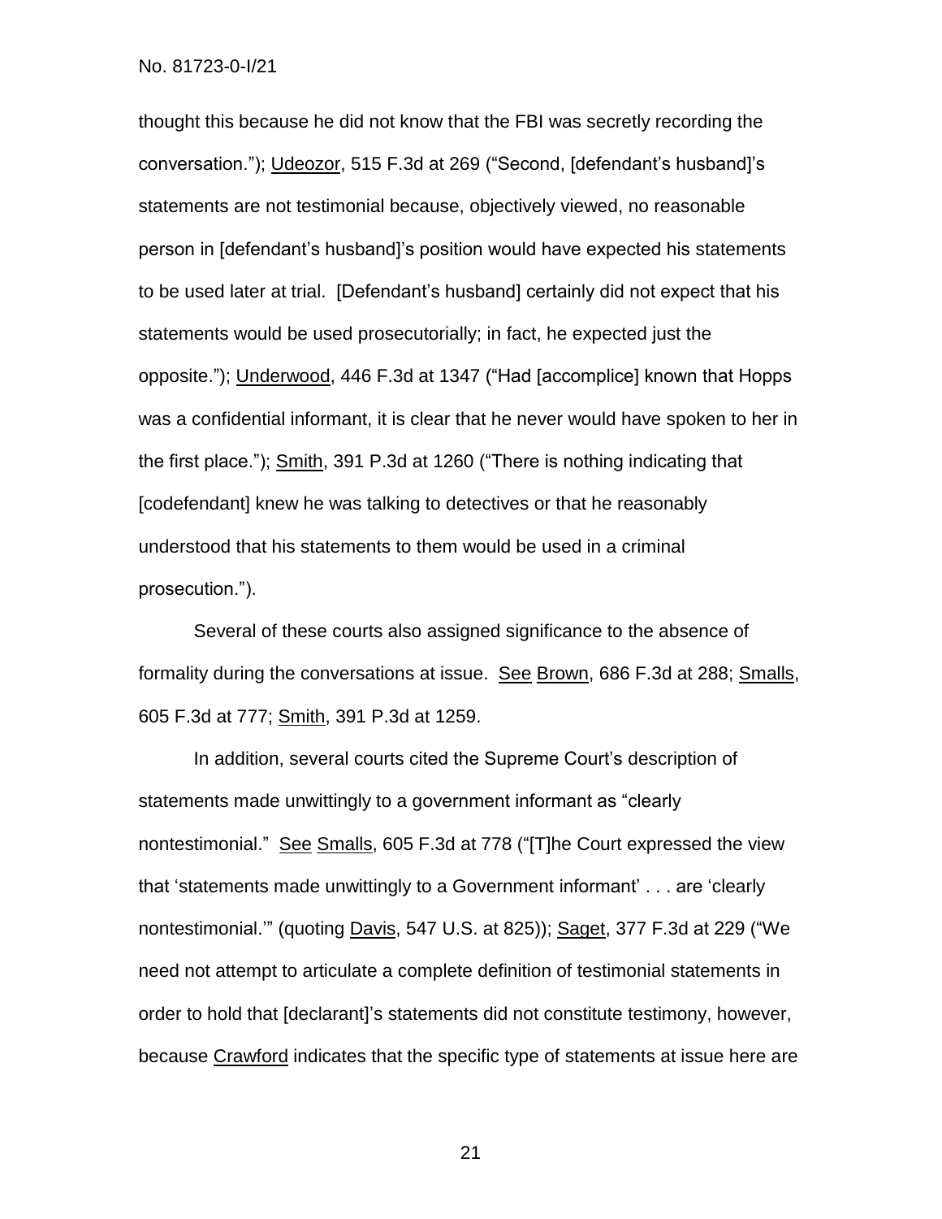thought this because he did not know that the FBI was secretly recording the conversation."); Udeozor, 515 F.3d at 269 ("Second, [defendant's husband]'s statements are not testimonial because, objectively viewed, no reasonable person in [defendant's husband]'s position would have expected his statements to be used later at trial. [Defendant's husband] certainly did not expect that his statements would be used prosecutorially; in fact, he expected just the opposite."); Underwood, 446 F.3d at 1347 ("Had [accomplice] known that Hopps was a confidential informant, it is clear that he never would have spoken to her in the first place."); Smith, 391 P.3d at 1260 ("There is nothing indicating that [codefendant] knew he was talking to detectives or that he reasonably understood that his statements to them would be used in a criminal prosecution.").

Several of these courts also assigned significance to the absence of formality during the conversations at issue. See Brown, 686 F.3d at 288; Smalls, 605 F.3d at 777; Smith, 391 P.3d at 1259.

In addition, several courts cited the Supreme Court's description of statements made unwittingly to a government informant as "clearly nontestimonial." See Smalls, 605 F.3d at 778 ("[T]he Court expressed the view that 'statements made unwittingly to a Government informant' . . . are 'clearly nontestimonial.'" (quoting Davis, 547 U.S. at 825)); Saget, 377 F.3d at 229 ("We need not attempt to articulate a complete definition of testimonial statements in order to hold that [declarant]'s statements did not constitute testimony, however, because Crawford indicates that the specific type of statements at issue here are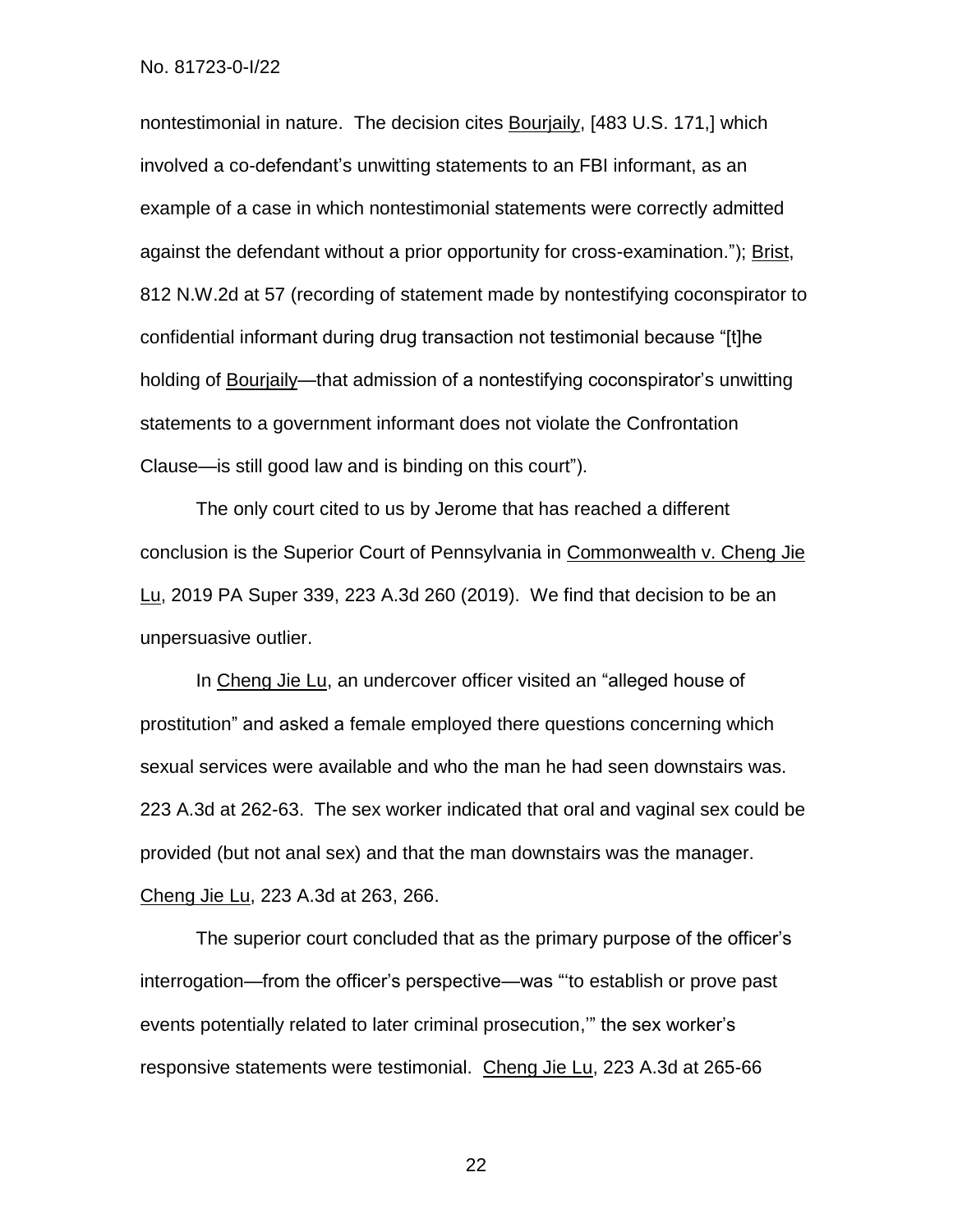nontestimonial in nature. The decision cites Bourjaily, [483 U.S. 171,] which involved a co-defendant's unwitting statements to an FBI informant, as an example of a case in which nontestimonial statements were correctly admitted against the defendant without a prior opportunity for cross-examination."); Brist, 812 N.W.2d at 57 (recording of statement made by nontestifying coconspirator to confidential informant during drug transaction not testimonial because "[t]he holding of Bourjaily—that admission of a nontestifying coconspirator's unwitting statements to a government informant does not violate the Confrontation Clause—is still good law and is binding on this court").

The only court cited to us by Jerome that has reached a different conclusion is the Superior Court of Pennsylvania in Commonwealth v. Cheng Jie Lu, 2019 PA Super 339, 223 A.3d 260 (2019). We find that decision to be an unpersuasive outlier.

In Cheng Jie Lu, an undercover officer visited an "alleged house of prostitution" and asked a female employed there questions concerning which sexual services were available and who the man he had seen downstairs was. 223 A.3d at 262-63. The sex worker indicated that oral and vaginal sex could be provided (but not anal sex) and that the man downstairs was the manager. Cheng Jie Lu, 223 A.3d at 263, 266.

The superior court concluded that as the primary purpose of the officer's interrogation—from the officer's perspective—was "'to establish or prove past events potentially related to later criminal prosecution,'" the sex worker's responsive statements were testimonial. Cheng Jie Lu, 223 A.3d at 265-66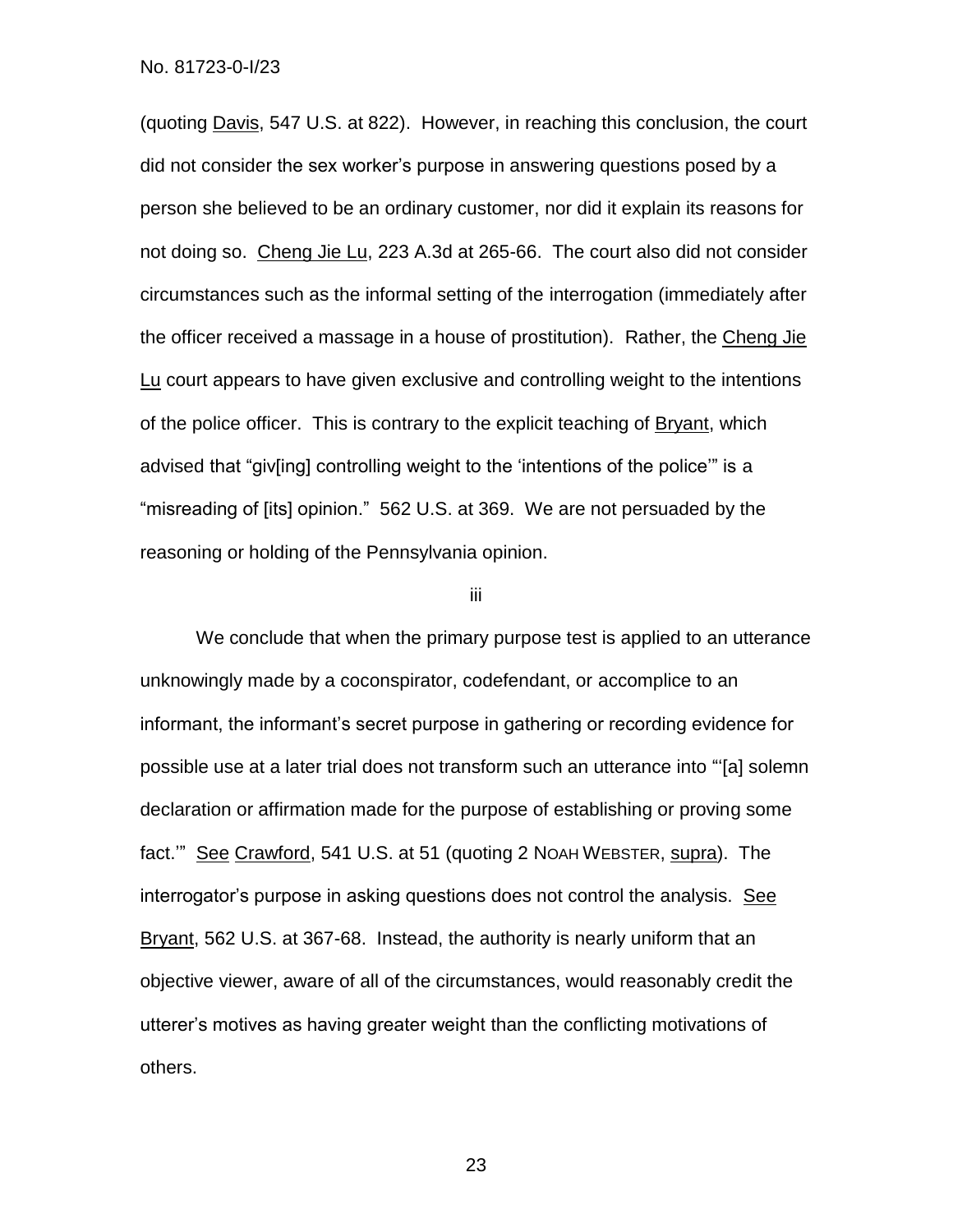(quoting Davis, 547 U.S. at 822). However, in reaching this conclusion, the court did not consider the sex worker's purpose in answering questions posed by a person she believed to be an ordinary customer, nor did it explain its reasons for not doing so. Cheng Jie Lu, 223 A.3d at 265-66. The court also did not consider circumstances such as the informal setting of the interrogation (immediately after the officer received a massage in a house of prostitution). Rather, the Cheng Jie Lu court appears to have given exclusive and controlling weight to the intentions of the police officer. This is contrary to the explicit teaching of Bryant, which advised that "giv[ing] controlling weight to the 'intentions of the police'" is a "misreading of [its] opinion." 562 U.S. at 369. We are not persuaded by the reasoning or holding of the Pennsylvania opinion.

iii

We conclude that when the primary purpose test is applied to an utterance unknowingly made by a coconspirator, codefendant, or accomplice to an informant, the informant's secret purpose in gathering or recording evidence for possible use at a later trial does not transform such an utterance into "'[a] solemn declaration or affirmation made for the purpose of establishing or proving some fact.'" See Crawford, 541 U.S. at 51 (quoting 2 NOAH WEBSTER, supra). The interrogator's purpose in asking questions does not control the analysis. See Bryant, 562 U.S. at 367-68. Instead, the authority is nearly uniform that an objective viewer, aware of all of the circumstances, would reasonably credit the utterer's motives as having greater weight than the conflicting motivations of others.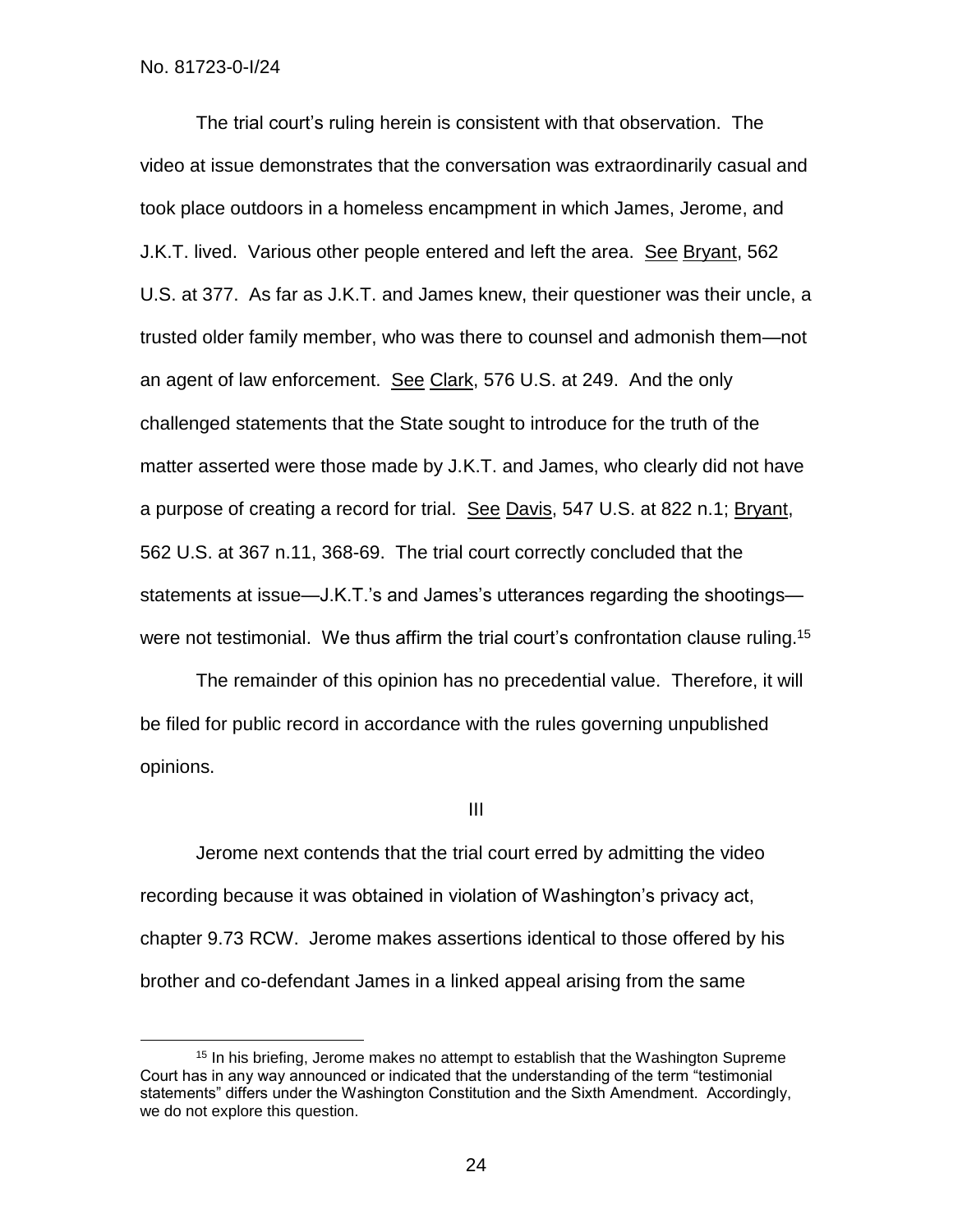The trial court's ruling herein is consistent with that observation. The video at issue demonstrates that the conversation was extraordinarily casual and took place outdoors in a homeless encampment in which James, Jerome, and J.K.T. lived. Various other people entered and left the area. See Bryant, 562 U.S. at 377. As far as J.K.T. and James knew, their questioner was their uncle, a trusted older family member, who was there to counsel and admonish them—not an agent of law enforcement. See Clark, 576 U.S. at 249. And the only challenged statements that the State sought to introduce for the truth of the matter asserted were those made by J.K.T. and James, who clearly did not have a purpose of creating a record for trial. See Davis, 547 U.S. at 822 n.1; Bryant, 562 U.S. at 367 n.11, 368-69. The trial court correctly concluded that the statements at issue—J.K.T.'s and James's utterances regarding the shootings—were not testimonial. We thus affirm the trial court's confrontation clause ruling.[15]

The remainder of this opinion has no precedential value. Therefore, it will be filed for public record in accordance with the rules governing unpublished opinions.

## III

Jerome next contends that the trial court erred by admitting the video recording because it was obtained in violation of Washington's privacy act, chapter 9.73 RCW. Jerome makes assertions identical to those offered by his brother and co-defendant James in a linked appeal arising from the same

[15] In his briefing, Jerome makes no attempt to establish that the Washington Supreme Court has in any way announced or indicated that the understanding of the term "testimonial statements" differs under the Washington Constitution and the Sixth Amendment. Accordingly, we do not explore this question.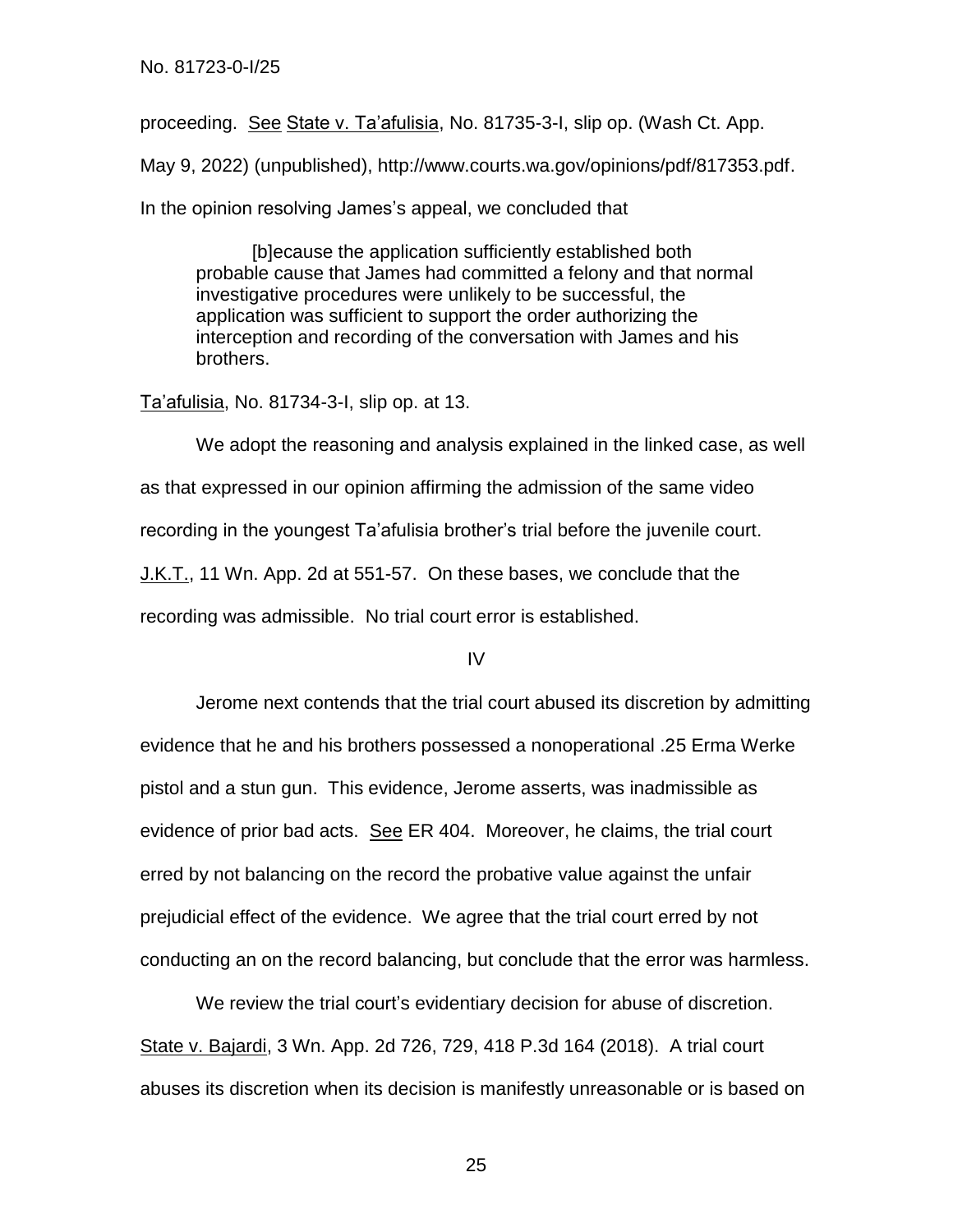proceeding. See State v. Ta'afulisia, No. 81735-3-I, slip op. (Wash Ct. App. May 9, 2022) (unpublished), http://www.courts.wa.gov/opinions/pdf/817353.pdf. In the opinion resolving James's appeal, we concluded that

> [b]ecause the application sufficiently established both probable cause that James had committed a felony and that normal investigative procedures were unlikely to be successful, the application was sufficient to support the order authorizing the interception and recording of the conversation with James and his brothers.

Ta'afulisia, No. 81734-3-I, slip op. at 13.

We adopt the reasoning and analysis explained in the linked case, as well as that expressed in our opinion affirming the admission of the same video recording in the youngest Ta'afulisia brother's trial before the juvenile court. J.K.T., 11 Wn. App. 2d at 551-57. On these bases, we conclude that the recording was admissible. No trial court error is established.

IV

Jerome next contends that the trial court abused its discretion by admitting evidence that he and his brothers possessed a nonoperational .25 Erma Werke pistol and a stun gun. This evidence, Jerome asserts, was inadmissible as evidence of prior bad acts. See ER 404. Moreover, he claims, the trial court erred by not balancing on the record the probative value against the unfair prejudicial effect of the evidence. We agree that the trial court erred by not conducting an on the record balancing, but conclude that the error was harmless.

We review the trial court's evidentiary decision for abuse of discretion. State v. Bajardi, 3 Wn. App. 2d 726, 729, 418 P.3d 164 (2018). A trial court abuses its discretion when its decision is manifestly unreasonable or is based on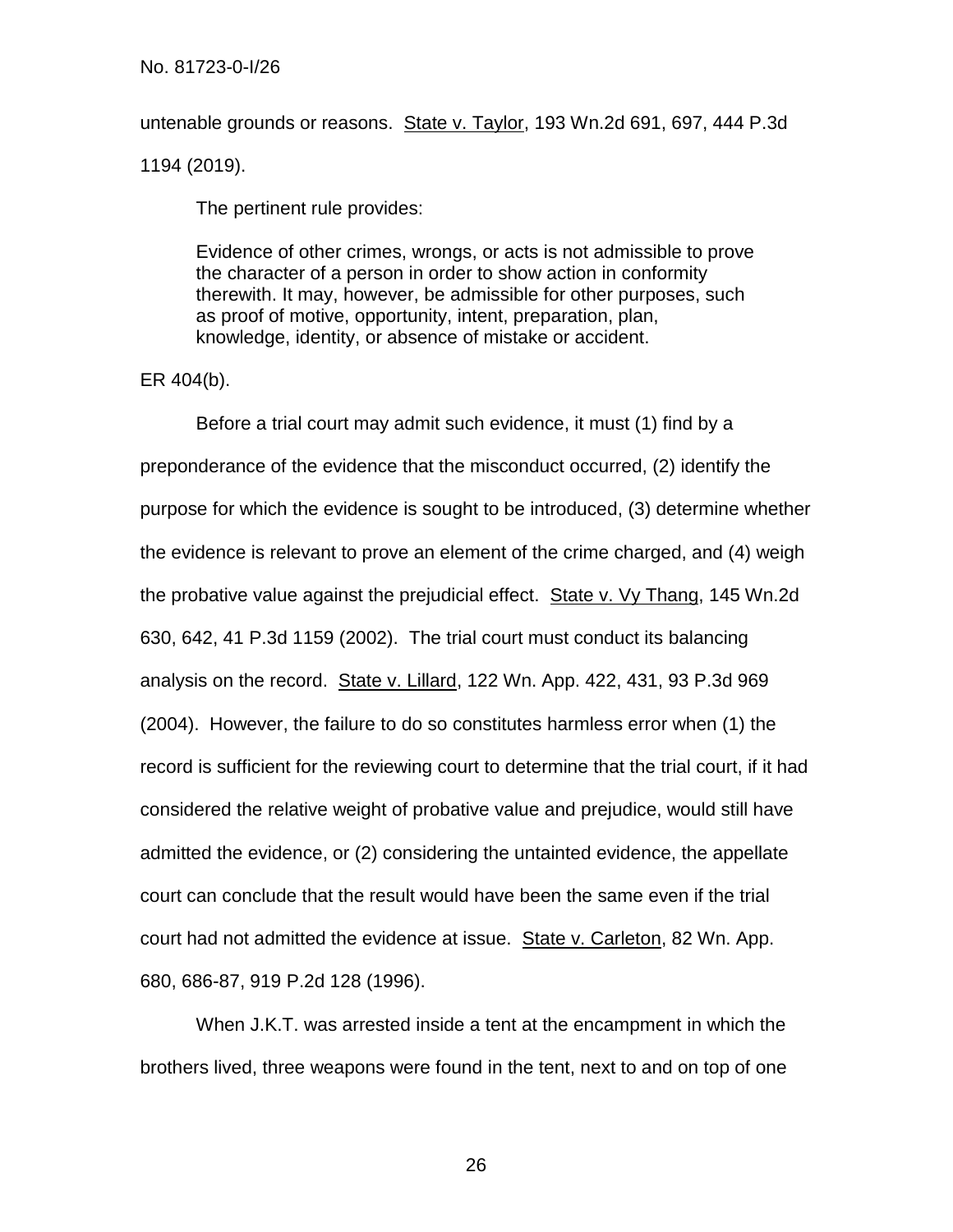untenable grounds or reasons. State v. Taylor, 193 Wn.2d 691, 697, 444 P.3d 1194 (2019).

The pertinent rule provides:

> Evidence of other crimes, wrongs, or acts is not admissible to prove the character of a person in order to show action in conformity therewith. It may, however, be admissible for other purposes, such as proof of motive, opportunity, intent, preparation, plan, knowledge, identity, or absence of mistake or accident.

ER 404(b).

Before a trial court may admit such evidence, it must (1) find by a preponderance of the evidence that the misconduct occurred, (2) identify the purpose for which the evidence is sought to be introduced, (3) determine whether the evidence is relevant to prove an element of the crime charged, and (4) weigh the probative value against the prejudicial effect. State v. Vy Thang, 145 Wn.2d 630, 642, 41 P.3d 1159 (2002). The trial court must conduct its balancing analysis on the record. State v. Lillard, 122 Wn. App. 422, 431, 93 P.3d 969 (2004). However, the failure to do so constitutes harmless error when (1) the record is sufficient for the reviewing court to determine that the trial court, if it had considered the relative weight of probative value and prejudice, would still have admitted the evidence, or (2) considering the untainted evidence, the appellate court can conclude that the result would have been the same even if the trial court had not admitted the evidence at issue. State v. Carleton, 82 Wn. App. 680, 686-87, 919 P.2d 128 (1996).

When J.K.T. was arrested inside a tent at the encampment in which the brothers lived, three weapons were found in the tent, next to and on top of one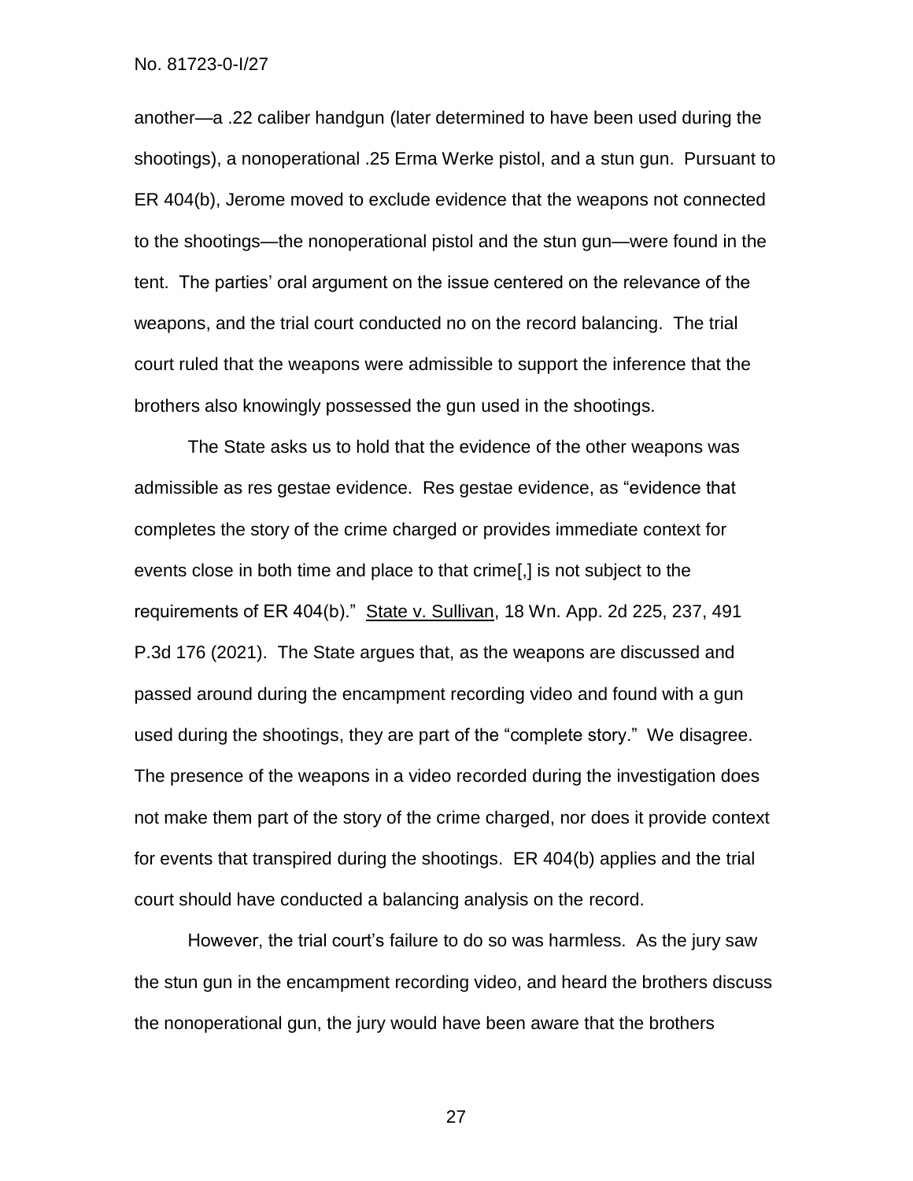another—a .22 caliber handgun (later determined to have been used during the shootings), a nonoperational .25 Erma Werke pistol, and a stun gun. Pursuant to ER 404(b), Jerome moved to exclude evidence that the weapons not connected to the shootings—the nonoperational pistol and the stun gun—were found in the tent. The parties' oral argument on the issue centered on the relevance of the weapons, and the trial court conducted no on the record balancing. The trial court ruled that the weapons were admissible to support the inference that the brothers also knowingly possessed the gun used in the shootings.

The State asks us to hold that the evidence of the other weapons was admissible as res gestae evidence. Res gestae evidence, as "evidence that completes the story of the crime charged or provides immediate context for events close in both time and place to that crime[,] is not subject to the requirements of ER 404(b)." State v. Sullivan, 18 Wn. App. 2d 225, 237, 491 P.3d 176 (2021). The State argues that, as the weapons are discussed and passed around during the encampment recording video and found with a gun used during the shootings, they are part of the "complete story." We disagree. The presence of the weapons in a video recorded during the investigation does not make them part of the story of the crime charged, nor does it provide context for events that transpired during the shootings. ER 404(b) applies and the trial court should have conducted a balancing analysis on the record.

However, the trial court's failure to do so was harmless. As the jury saw the stun gun in the encampment recording video, and heard the brothers discuss the nonoperational gun, the jury would have been aware that the brothers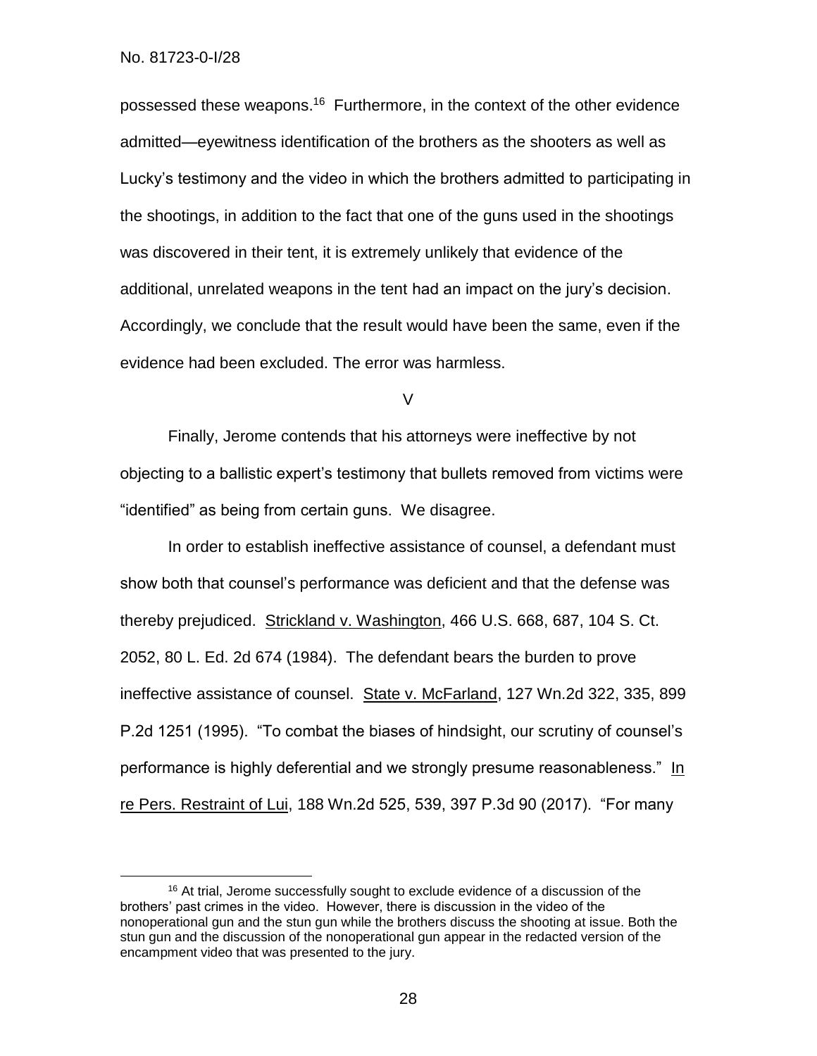possessed these weapons.[16] Furthermore, in the context of the other evidence admitted—eyewitness identification of the brothers as the shooters as well as Lucky's testimony and the video in which the brothers admitted to participating in the shootings, in addition to the fact that one of the guns used in the shootings was discovered in their tent, it is extremely unlikely that evidence of the additional, unrelated weapons in the tent had an impact on the jury's decision. Accordingly, we conclude that the result would have been the same, even if the evidence had been excluded. The error was harmless.

V

Finally, Jerome contends that his attorneys were ineffective by not objecting to a ballistic expert's testimony that bullets removed from victims were "identified" as being from certain guns. We disagree.

In order to establish ineffective assistance of counsel, a defendant must show both that counsel's performance was deficient and that the defense was thereby prejudiced. Strickland v. Washington, 466 U.S. 668, 687, 104 S. Ct. 2052, 80 L. Ed. 2d 674 (1984). The defendant bears the burden to prove ineffective assistance of counsel. State v. McFarland, 127 Wn.2d 322, 335, 899 P.2d 1251 (1995). "To combat the biases of hindsight, our scrutiny of counsel's performance is highly deferential and we strongly presume reasonableness." In re Pers. Restraint of Lui, 188 Wn.2d 525, 539, 397 P.3d 90 (2017). "For many

[16] At trial, Jerome successfully sought to exclude evidence of a discussion of the brothers' past crimes in the video. However, there is discussion in the video of the nonoperational gun and the stun gun while the brothers discuss the shooting at issue. Both the stun gun and the discussion of the nonoperational gun appear in the redacted version of the encampment video that was presented to the jury.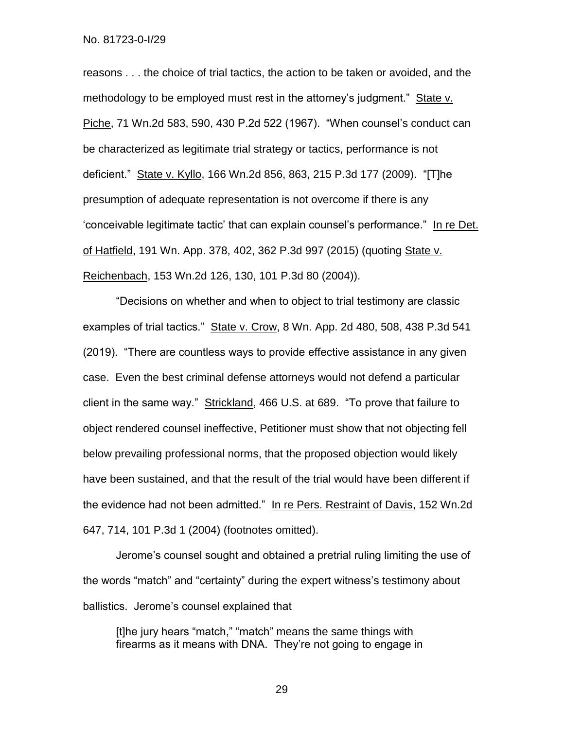reasons . . . the choice of trial tactics, the action to be taken or avoided, and the methodology to be employed must rest in the attorney's judgment." State v. Piche, 71 Wn.2d 583, 590, 430 P.2d 522 (1967). "When counsel's conduct can be characterized as legitimate trial strategy or tactics, performance is not deficient." State v. Kyllo, 166 Wn.2d 856, 863, 215 P.3d 177 (2009). "[T]he presumption of adequate representation is not overcome if there is any 'conceivable legitimate tactic' that can explain counsel's performance." In re Det. of Hatfield, 191 Wn. App. 378, 402, 362 P.3d 997 (2015) (quoting State v. Reichenbach, 153 Wn.2d 126, 130, 101 P.3d 80 (2004)).

"Decisions on whether and when to object to trial testimony are classic examples of trial tactics." State v. Crow, 8 Wn. App. 2d 480, 508, 438 P.3d 541 (2019). "There are countless ways to provide effective assistance in any given case. Even the best criminal defense attorneys would not defend a particular client in the same way." Strickland, 466 U.S. at 689. "To prove that failure to object rendered counsel ineffective, Petitioner must show that not objecting fell below prevailing professional norms, that the proposed objection would likely have been sustained, and that the result of the trial would have been different if the evidence had not been admitted." In re Pers. Restraint of Davis, 152 Wn.2d 647, 714, 101 P.3d 1 (2004) (footnotes omitted).

Jerome's counsel sought and obtained a pretrial ruling limiting the use of the words "match" and "certainty" during the expert witness's testimony about ballistics. Jerome's counsel explained that

> [t]he jury hears "match," "match" means the same things with firearms as it means with DNA. They're not going to engage in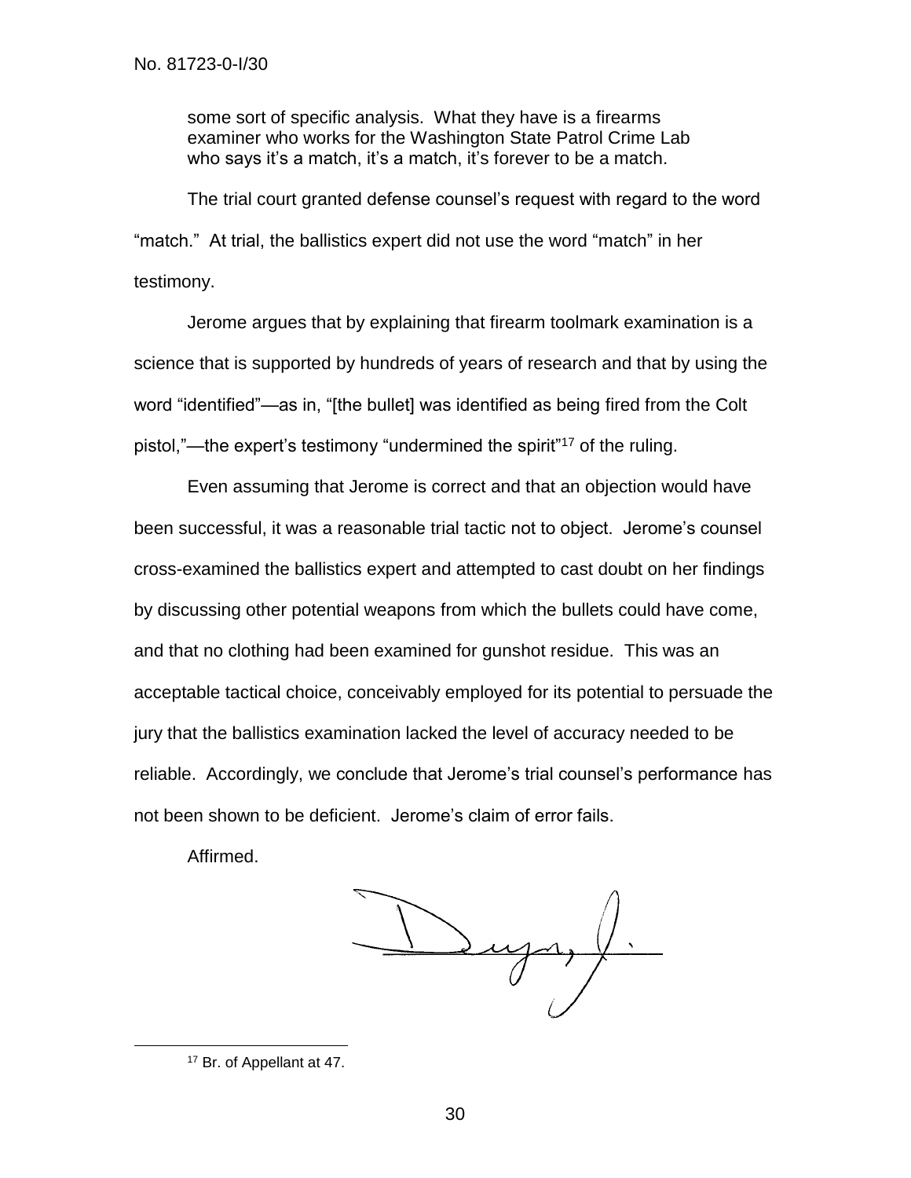some sort of specific analysis. What they have is a firearms examiner who works for the Washington State Patrol Crime Lab who says it's a match, it's a match, it's forever to be a match.

The trial court granted defense counsel's request with regard to the word "match." At trial, the ballistics expert did not use the word "match" in her testimony.

Jerome argues that by explaining that firearm toolmark examination is a science that is supported by hundreds of years of research and that by using the word "identified"—as in, "[the bullet] was identified as being fired from the Colt pistol,"—the expert's testimony "undermined the spirit"[17] of the ruling.

Even assuming that Jerome is correct and that an objection would have been successful, it was a reasonable trial tactic not to object. Jerome's counsel cross-examined the ballistics expert and attempted to cast doubt on her findings by discussing other potential weapons from which the bullets could have come, and that no clothing had been examined for gunshot residue. This was an acceptable tactical choice, conceivably employed for its potential to persuade the jury that the ballistics examination lacked the level of accuracy needed to be reliable. Accordingly, we conclude that Jerome's trial counsel's performance has not been shown to be deficient. Jerome's claim of error fails.

Affirmed.

Dwyer, J.

[17] Br. of Appellant at 47.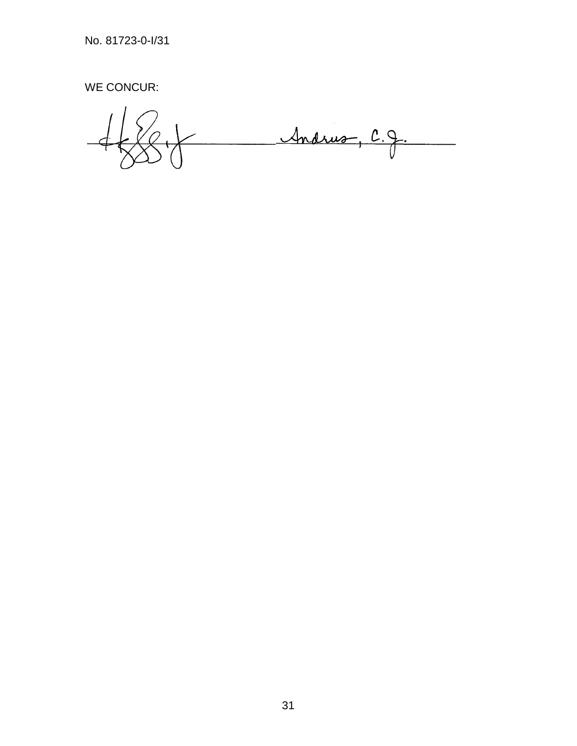No. 81723-0-I/31

WE CONCUR:

Hazelrigg, J. Andrus, C.J.